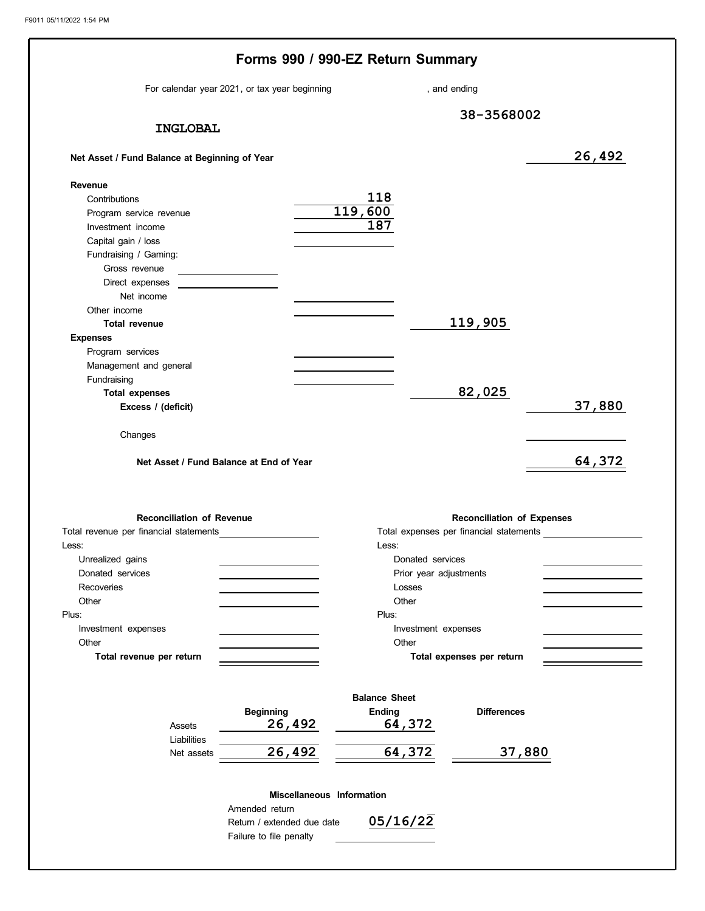# Forms 990 / 990-EZ Return Summary

For calendar year 2021, or tax year beginning , and ending

**INGLOBAL** 38-3568002

| | | | |
|---|---|---|---|
| **Net Asset / Fund Balance at Beginning of Year** | | | 26,492 |
| **Revenue** | | | |
| Contributions | 118 | | |
| Program service revenue | 119,600 | | |
| Investment income | 187 | | |
| Capital gain / loss | | | |
| Fundraising / Gaming: | | | |
| Gross revenue | | | |
| Direct expenses | | | |
| Net income | | | |
| Other income | | | |
| **Total revenue** | | 119,905 | |
| **Expenses** | | | |
| Program services | | | |
| Management and general | | | |
| Fundraising | | | |
| **Total expenses** | | 82,025 | |
| **Excess / (deficit)** | | | 37,880 |
| Changes | | | |
| **Net Asset / Fund Balance at End of Year** | | | 64,372 |

## Reconciliation of Revenue

| | |
|---|---|
| Total revenue per financial statements | |
| Less: | |
| Unrealized gains | |
| Donated services | |
| Recoveries | |
| Other | |
| Plus: | |
| Investment expenses | |
| Other | |
| **Total revenue per return** | |

## Reconciliation of Expenses

| | |
|---|---|
| Total expenses per financial statements | |
| Less: | |
| Donated services | |
| Prior year adjustments | |
| Losses | |
| Other | |
| Plus: | |
| Investment expenses | |
| Other | |
| **Total expenses per return** | |

## Balance Sheet

| | Beginning | Ending | Differences |
|---|---|---|---|
| Assets | 26,492 | 64,372 | |
| Liabilities | | | |
| Net assets | 26,492 | 64,372 | 37,880 |

## Miscellaneous Information

| | |
|---|---|
| Amended return | |
| Return / extended due date | 05/16/22 |
| Failure to file penalty | |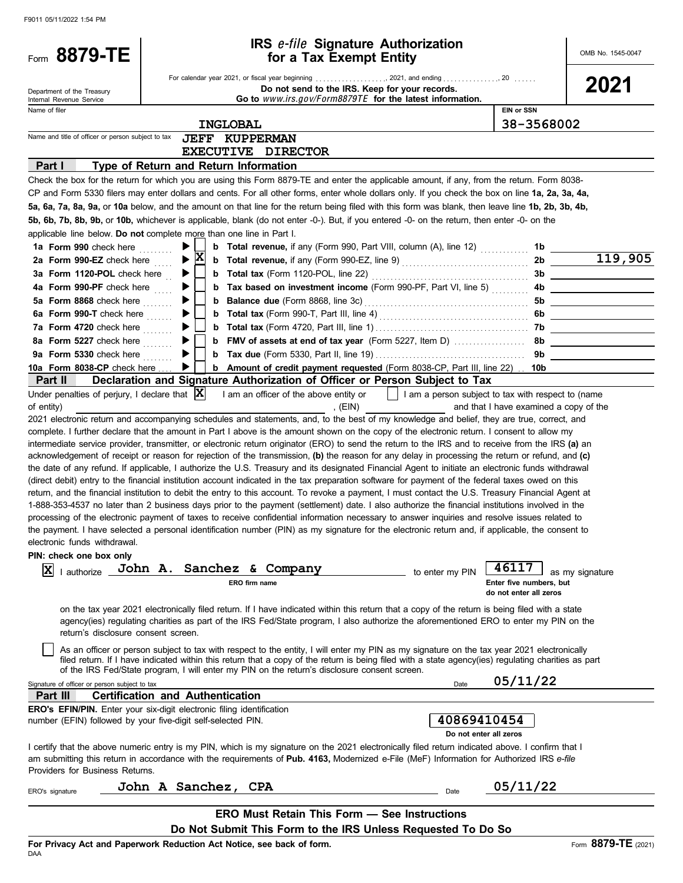F9011 05/11/2022 1:54 PM

# Form 8879-TE

## IRS *e-file* Signature Authorization for a Tax Exempt Entity

OMB No. 1545-0047

**2021**

Department of the Treasury
Internal Revenue Service

For calendar year 2021, or fiscal year beginning ................., 2021, and ending ..............., 20 ......

**Do not send to the IRS. Keep for your records.**

**Go to** *www.irs.gov/Form8879TE* **for the latest information.**

Name of filer: INGLOBAL

EIN or SSN: 38-3568002

Name and title of officer or person subject to tax: JEFF KUPPERMAN, EXECUTIVE DIRECTOR

### Part I — Type of Return and Return Information

Check the box for the return for which you are using this Form 8879-TE and enter the applicable amount, if any, from the return. Form 8038-CP and Form 5330 filers may enter dollars and cents. For all other forms, enter whole dollars only. If you check the box on line **1a, 2a, 3a, 4a, 5a, 6a, 7a, 8a, 9a,** or **10a** below, and the amount on that line for the return being filed with this form was blank, then leave line **1b, 2b, 3b, 4b, 5b, 6b, 7b, 8b, 9b,** or **10b,** whichever is applicable, blank (do not enter -0-). But, if you entered -0- on the return, then enter -0- on the applicable line below. **Do not** complete more than one line in Part I.

| Line | Check | Description | Line | Amount |
|---|---|---|---|---|
| **1a Form 990** check here | ☐ | **b Total revenue,** if any (Form 990, Part VIII, column (A), line 12) | 1b | |
| **2a Form 990-EZ** check here | ☒ | **b Total revenue,** if any (Form 990-EZ, line 9) | 2b | 119,905 |
| **3a Form 1120-POL** check here | ☐ | **b Total tax** (Form 1120-POL, line 22) | 3b | |
| **4a Form 990-PF** check here | ☐ | **b Tax based on investment income** (Form 990-PF, Part VI, line 5) | 4b | |
| **5a Form 8868** check here | ☐ | **b Balance due** (Form 8868, line 3c) | 5b | |
| **6a Form 990-T** check here | ☐ | **b Total tax** (Form 990-T, Part III, line 4) | 6b | |
| **7a Form 4720** check here | ☐ | **b Total tax** (Form 4720, Part III, line 1) | 7b | |
| **8a Form 5227** check here | ☐ | **b FMV of assets at end of tax year** (Form 5227, Item D) | 8b | |
| **9a Form 5330** check here | ☐ | **b Tax due** (Form 5330, Part II, line 19) | 9b | |
| **10a Form 8038-CP** check here | ☐ | **b Amount of credit payment requested** (Form 8038-CP, Part III, line 22) | 10b | |

### Part II — Declaration and Signature Authorization of Officer or Person Subject to Tax

Under penalties of perjury, I declare that ☒ I am an officer of the above entity or ☐ I am a person subject to tax with respect to (name of entity) ______________________, (EIN) __________ and that I have examined a copy of the 2021 electronic return and accompanying schedules and statements, and, to the best of my knowledge and belief, they are true, correct, and complete. I further declare that the amount in Part I above is the amount shown on the copy of the electronic return. I consent to allow my intermediate service provider, transmitter, or electronic return originator (ERO) to send the return to the IRS and to receive from the IRS **(a)** an acknowledgement of receipt or reason for rejection of the transmission, **(b)** the reason for any delay in processing the return or refund, and **(c)** the date of any refund. If applicable, I authorize the U.S. Treasury and its designated Financial Agent to initiate an electronic funds withdrawal (direct debit) entry to the financial institution account indicated in the tax preparation software for payment of the federal taxes owed on this return, and the financial institution to debit the entry to this account. To revoke a payment, I must contact the U.S. Treasury Financial Agent at 1-888-353-4537 no later than 2 business days prior to the payment (settlement) date. I also authorize the financial institutions involved in the processing of the electronic payment of taxes to receive confidential information necessary to answer inquiries and resolve issues related to the payment. I have selected a personal identification number (PIN) as my signature for the electronic return and, if applicable, the consent to electronic funds withdrawal.

**PIN: check one box only**

☒ I authorize **John A. Sanchez & Company** (ERO firm name) to enter my PIN **46117** (Enter five numbers, but do not enter all zeros) as my signature on the tax year 2021 electronically filed return. If I have indicated within this return that a copy of the return is being filed with a state agency(ies) regulating charities as part of the IRS Fed/State program, I also authorize the aforementioned ERO to enter my PIN on the return's disclosure consent screen.

☐ As an officer or person subject to tax with respect to the entity, I will enter my PIN as my signature on the tax year 2021 electronically filed return. If I have indicated within this return that a copy of the return is being filed with a state agency(ies) regulating charities as part of the IRS Fed/State program, I will enter my PIN on the return's disclosure consent screen.

Signature of officer or person subject to tax ______________________ Date **05/11/22**

### Part III — Certification and Authentication

**ERO's EFIN/PIN.** Enter your six-digit electronic filing identification number (EFIN) followed by your five-digit self-selected PIN. **40869410454** (Do not enter all zeros)

I certify that the above numeric entry is my PIN, which is my signature on the 2021 electronically filed return indicated above. I confirm that I am submitting this return in accordance with the requirements of **Pub. 4163,** Modernized e-File (MeF) Information for Authorized IRS *e-file* Providers for Business Returns.

ERO's signature: **John A Sanchez, CPA** Date: **05/11/22**

**ERO Must Retain This Form — See Instructions**

**Do Not Submit This Form to the IRS Unless Requested To Do So**

**For Privacy Act and Paperwork Reduction Act Notice, see back of form.**

DAA

Form **8879-TE** (2021)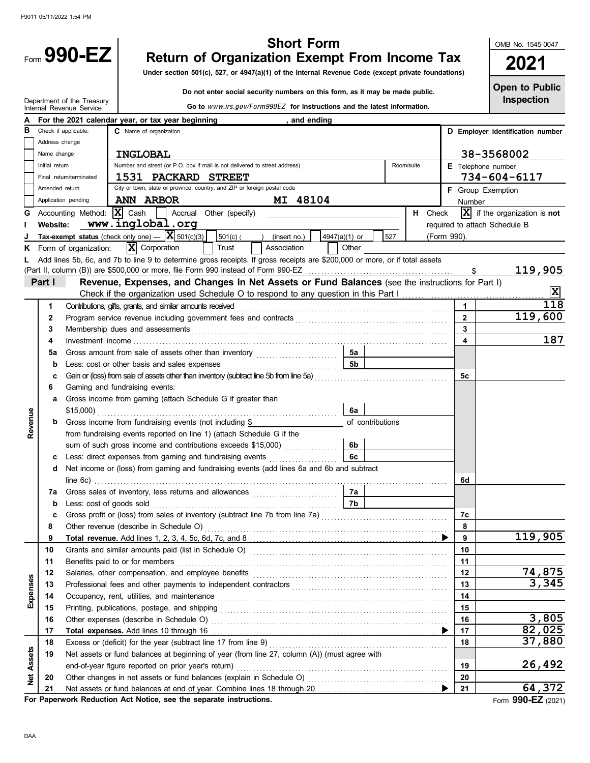# Form 990-EZ

## Short Form
## Return of Organization Exempt From Income Tax

**Under section 501(c), 527, or 4947(a)(1) of the Internal Revenue Code (except private foundations)**

**Do not enter social security numbers on this form, as it may be made public.**

**Go to** *www.irs.gov/Form990EZ* **for instructions and the latest information.**

Department of the Treasury
Internal Revenue Service

OMB No. 1545-0047

**2021**

**Open to Public Inspection**

**A** For the 2021 calendar year, or tax year beginning , and ending

**B** Check if applicable:
- [ ] Address change
- [ ] Name change
- [ ] Initial return
- [ ] Final return/terminated
- [ ] Amended return
- [ ] Application pending

**C** Name of organization: INGLOBAL

Number and street (or P.O. box if mail is not delivered to street address): 1531 PACKARD STREET — Room/suite:

City or town, state or province, country, and ZIP or foreign postal code: ANN ARBOR MI 48104

**D Employer identification number:** 38-3568002

**E** Telephone number: 734-604-6117

**F** Group Exemption Number

**G** Accounting Method: [X] Cash [ ] Accrual Other (specify)

**H** Check [X] if the organization is **not** required to attach Schedule B (Form 990).

**I Website:** www.inglobal.org

**J Tax-exempt status** (check only one) — [X] 501(c)(3) [ ] 501(c) ( ) (insert no.) [ ] 4947(a)(1) or [ ] 527

**K** Form of organization: [X] Corporation [ ] Trust [ ] Association [ ] Other

**L** Add lines 5b, 6c, and 7b to line 9 to determine gross receipts. If gross receipts are $200,000 or more, or if total assets (Part II, column (B)) are $500,000 or more, file Form 990 instead of Form 990-EZ ... $ 119,905

## Part I — Revenue, Expenses, and Changes in Net Assets or Fund Balances (see the instructions for Part I)

Check if the organization used Schedule O to respond to any question in this Part I ... [X]

| Section | Line | Description | Sub-line | Sub-amount | Line | Amount |
|---|---|---|---|---|---|---|
| Revenue | 1 | Contributions, gifts, grants, and similar amounts received | | | 1 | 118 |
| | 2 | Program service revenue including government fees and contracts | | | 2 | 119,600 |
| | 3 | Membership dues and assessments | | | 3 | |
| | 4 | Investment income | | | 4 | 187 |
| | 5a | Gross amount from sale of assets other than inventory | 5a | | | |
| | b | Less: cost or other basis and sales expenses | 5b | | | |
| | c | Gain or (loss) from sale of assets other than inventory (subtract line 5b from line 5a) | | | 5c | |
| | 6 | Gaming and fundraising events: | | | | |
| | a | Gross income from gaming (attach Schedule G if greater than $15,000) | 6a | | | |
| | b | Gross income from fundraising events (not including $ of contributions from fundraising events reported on line 1) (attach Schedule G if the sum of such gross income and contributions exceeds $15,000) | 6b | | | |
| | c | Less: direct expenses from gaming and fundraising events | 6c | | | |
| | d | Net income or (loss) from gaming and fundraising events (add lines 6a and 6b and subtract line 6c) | | | 6d | |
| | 7a | Gross sales of inventory, less returns and allowances | 7a | | | |
| | b | Less: cost of goods sold | 7b | | | |
| | c | Gross profit or (loss) from sales of inventory (subtract line 7b from line 7a) | | | 7c | |
| | 8 | Other revenue (describe in Schedule O) | | | 8 | |
| | 9 | **Total revenue.** Add lines 1, 2, 3, 4, 5c, 6d, 7c, and 8 | | | 9 | 119,905 |
| Expenses | 10 | Grants and similar amounts paid (list in Schedule O) | | | 10 | |
| | 11 | Benefits paid to or for members | | | 11 | |
| | 12 | Salaries, other compensation, and employee benefits | | | 12 | 74,875 |
| | 13 | Professional fees and other payments to independent contractors | | | 13 | 3,345 |
| | 14 | Occupancy, rent, utilities, and maintenance | | | 14 | |
| | 15 | Printing, publications, postage, and shipping | | | 15 | |
| | 16 | Other expenses (describe in Schedule O) | | | 16 | 3,805 |
| | 17 | **Total expenses.** Add lines 10 through 16 | | | 17 | 82,025 |
| Net Assets | 18 | Excess or (deficit) for the year (subtract line 17 from line 9) | | | 18 | 37,880 |
| | 19 | Net assets or fund balances at beginning of year (from line 27, column (A)) (must agree with end-of-year figure reported on prior year's return) | | | 19 | 26,492 |
| | 20 | Other changes in net assets or fund balances (explain in Schedule O) | | | 20 | |
| | 21 | Net assets or fund balances at end of year. Combine lines 18 through 20 | | | 21 | 64,372 |

**For Paperwork Reduction Act Notice, see the separate instructions.**

Form **990-EZ** (2021)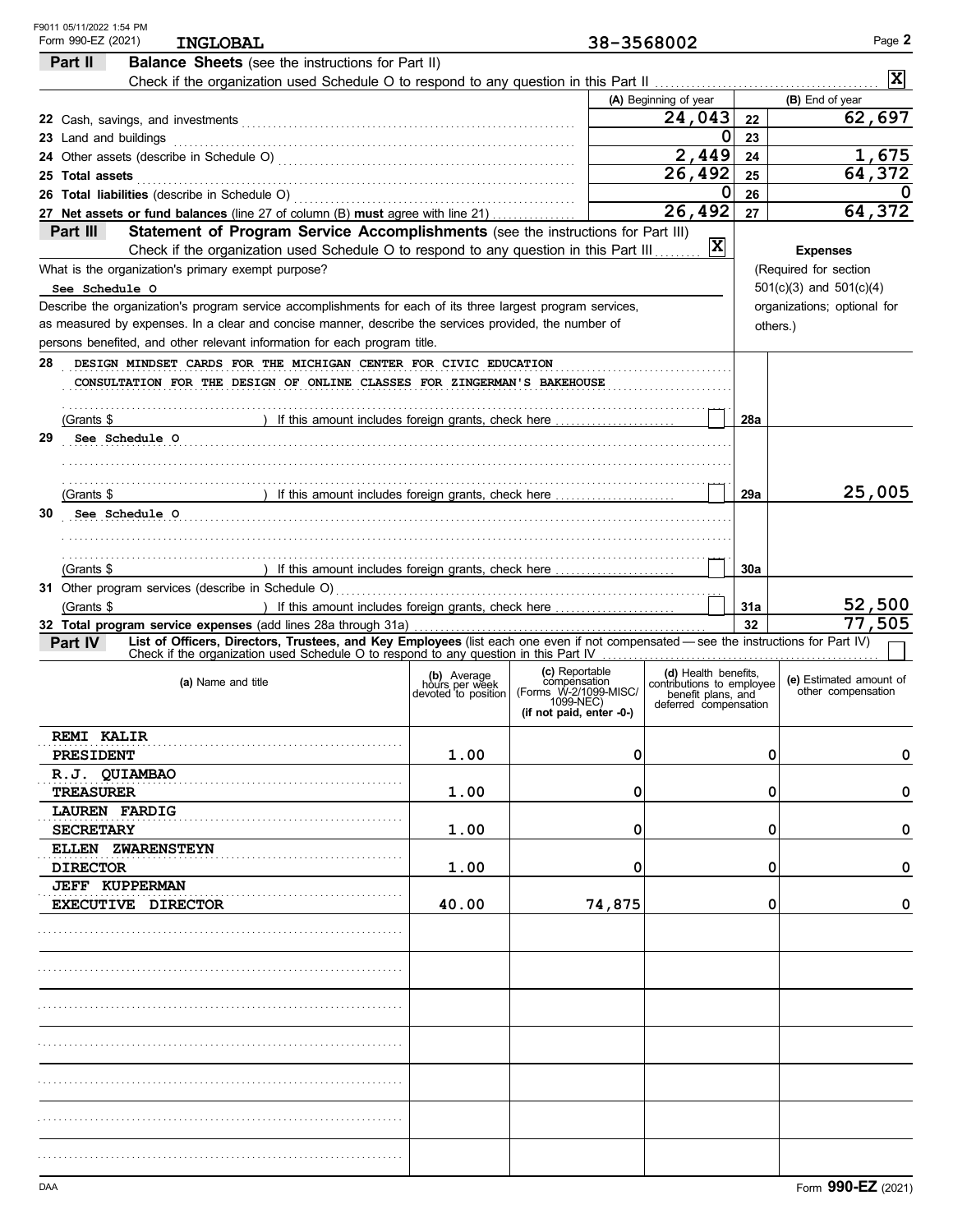F9011 05/11/2022 1:54 PM
Form 990-EZ (2021) **INGLOBAL** 38-3568002 Page **2**

## Part II Balance Sheets (see the instructions for Part II)

Check if the organization used Schedule O to respond to any question in this Part II . . . . . [X]

| | (A) Beginning of year | | (B) End of year |
|---|---|---|---|
| 22 Cash, savings, and investments | 24,043 | 22 | 62,697 |
| 23 Land and buildings | 0 | 23 | |
| 24 Other assets (describe in Schedule O) | 2,449 | 24 | 1,675 |
| 25 **Total assets** | 26,492 | 25 | 64,372 |
| 26 **Total liabilities** (describe in Schedule O) | 0 | 26 | 0 |
| 27 **Net assets or fund balances** (line 27 of column (B) **must** agree with line 21) | 26,492 | 27 | 64,372 |

## Part III Statement of Program Service Accomplishments (see the instructions for Part III)

Check if the organization used Schedule O to respond to any question in this Part III . . . . . [X]

**Expenses** (Required for section 501(c)(3) and 501(c)(4) organizations; optional for others.)

What is the organization's primary exempt purpose?

See Schedule O

Describe the organization's program service accomplishments for each of its three largest program services, as measured by expenses. In a clear and concise manner, describe the services provided, the number of persons benefited, and other relevant information for each program title.

| | Description | | Expenses |
|---|---|---|---|
| 28 | DESIGN MINDSET CARDS FOR THE MICHIGAN CENTER FOR CIVIC EDUCATION<br>CONSULTATION FOR THE DESIGN OF ONLINE CLASSES FOR ZINGERMAN'S BAKEHOUSE<br>(Grants $ ) If this amount includes foreign grants, check here [ ] | 28a | |
| 29 | See Schedule O<br>(Grants $ ) If this amount includes foreign grants, check here [ ] | 29a | 25,005 |
| 30 | See Schedule O<br>(Grants $ ) If this amount includes foreign grants, check here [ ] | 30a | |
| 31 | Other program services (describe in Schedule O)<br>(Grants $ ) If this amount includes foreign grants, check here [ ] | 31a | 52,500 |
| 32 | **Total program service expenses** (add lines 28a through 31a) | 32 | 77,505 |

## Part IV List of Officers, Directors, Trustees, and Key Employees (list each one even if not compensated — see the instructions for Part IV)

Check if the organization used Schedule O to respond to any question in this Part IV . . . . . [ ]

| (a) Name and title | (b) Average hours per week devoted to position | (c) Reportable compensation (Forms W-2/1099-MISC/ 1099-NEC) (if not paid, enter -0-) | (d) Health benefits, contributions to employee benefit plans, and deferred compensation | (e) Estimated amount of other compensation |
|---|---|---|---|---|
| REMI KALIR<br>PRESIDENT | 1.00 | 0 | 0 | 0 |
| R.J. QUIAMBAO<br>TREASURER | 1.00 | 0 | 0 | 0 |
| LAUREN FARDIG<br>SECRETARY | 1.00 | 0 | 0 | 0 |
| ELLEN ZWARENSTEYN<br>DIRECTOR | 1.00 | 0 | 0 | 0 |
| JEFF KUPPERMAN<br>EXECUTIVE DIRECTOR | 40.00 | 74,875 | 0 | 0 |

DAA Form **990-EZ** (2021)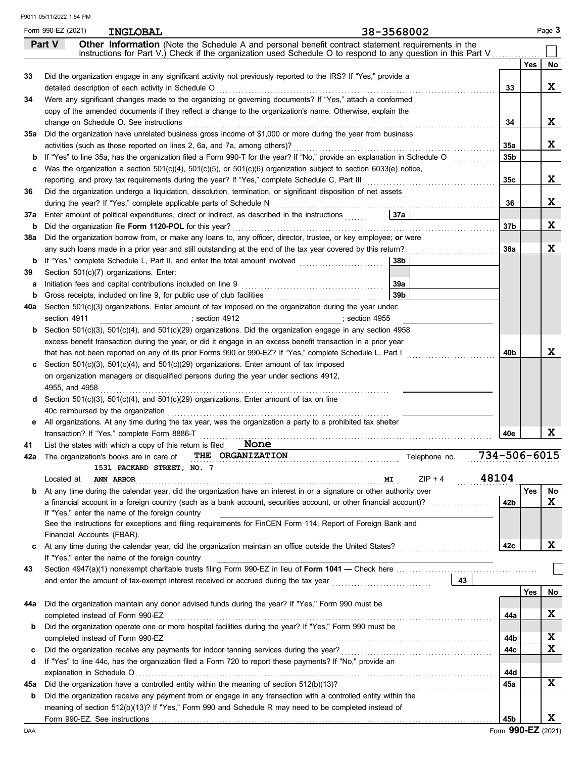F9011 05/11/2022 1:54 PM

Form 990-EZ (2021) **INGLOBAL** 38-3568002 Page **3**

## Part V Other Information

**Other Information** (Note the Schedule A and personal benefit contract statement requirements in the instructions for Part V.) Check if the organization used Schedule O to respond to any question in this Part V ☐

| | | | Yes | No |
|---|---|---|---|---|
| **33** | Did the organization engage in any significant activity not previously reported to the IRS? If "Yes," provide a detailed description of each activity in Schedule O | 33 | | X |
| **34** | Were any significant changes made to the organizing or governing documents? If "Yes," attach a conformed copy of the amended documents if they reflect a change to the organization's name. Otherwise, explain the change on Schedule O. See instructions | 34 | | X |
| **35a** | Did the organization have unrelated business gross income of $1,000 or more during the year from business activities (such as those reported on lines 2, 6a, and 7a, among others)? | 35a | | X |
| **b** | If "Yes" to line 35a, has the organization filed a Form 990-T for the year? If "No," provide an explanation in Schedule O | 35b | | |
| **c** | Was the organization a section 501(c)(4), 501(c)(5), or 501(c)(6) organization subject to section 6033(e) notice, reporting, and proxy tax requirements during the year? If "Yes," complete Schedule C, Part III | 35c | | X |
| **36** | Did the organization undergo a liquidation, dissolution, termination, or significant disposition of net assets during the year? If "Yes," complete applicable parts of Schedule N | 36 | | X |
| **37a** | Enter amount of political expenditures, direct or indirect, as described in the instructions — 37a | | | |
| **b** | Did the organization file **Form 1120-POL** for this year? | 37b | | X |
| **38a** | Did the organization borrow from, or make any loans to, any officer, director, trustee, or key employee; **or** were any such loans made in a prior year and still outstanding at the end of the tax year covered by this return? | 38a | | X |
| **b** | If "Yes," complete Schedule L, Part II, and enter the total amount involved — 38b | | | |
| **39** | Section 501(c)(7) organizations. Enter: | | | |
| **a** | Initiation fees and capital contributions included on line 9 — 39a | | | |
| **b** | Gross receipts, included on line 9, for public use of club facilities — 39b | | | |
| **40a** | Section 501(c)(3) organizations. Enter amount of tax imposed on the organization during the year under: section 4911 ______ ; section 4912 ______ ; section 4955 ______ | | | |
| **b** | Section 501(c)(3), 501(c)(4), and 501(c)(29) organizations. Did the organization engage in any section 4958 excess benefit transaction during the year, or did it engage in an excess benefit transaction in a prior year that has not been reported on any of its prior Forms 990 or 990-EZ? If "Yes," complete Schedule L, Part I | 40b | | X |
| **c** | Section 501(c)(3), 501(c)(4), and 501(c)(29) organizations. Enter amount of tax imposed on organization managers or disqualified persons during the year under sections 4912, 4955, and 4958 | | | |
| **d** | Section 501(c)(3), 501(c)(4), and 501(c)(29) organizations. Enter amount of tax on line 40c reimbursed by the organization | | | |
| **e** | All organizations. At any time during the tax year, was the organization a party to a prohibited tax shelter transaction? If "Yes," complete Form 8886-T | 40e | | X |

**41** List the states with which a copy of this return is filed **None**

**42a** The organization's books are in care of **THE ORGANIZATION** Telephone no. **734-506-6015**
**1531 PACKARD STREET, NO. 7**
Located at **ANN ARBOR** **MI** ZIP + 4 **48104**

| | | | Yes | No |
|---|---|---|---|---|
| **b** | At any time during the calendar year, did the organization have an interest in or a signature or other authority over a financial account in a foreign country (such as a bank account, securities account, or other financial account)? If "Yes," enter the name of the foreign country ______ See the instructions for exceptions and filing requirements for FinCEN Form 114, Report of Foreign Bank and Financial Accounts (FBAR). | 42b | | X |
| **c** | At any time during the calendar year, did the organization maintain an office outside the United States? If "Yes," enter the name of the foreign country ______ | 42c | | X |

**43** Section 4947(a)(1) nonexempt charitable trusts filing Form 990-EZ in lieu of **Form 1041 —** Check here ☐ and enter the amount of tax-exempt interest received or accrued during the tax year — 43

| | | | Yes | No |
|---|---|---|---|---|
| **44a** | Did the organization maintain any donor advised funds during the year? If "Yes," Form 990 must be completed instead of Form 990-EZ | 44a | | X |
| **b** | Did the organization operate one or more hospital facilities during the year? If "Yes," Form 990 must be completed instead of Form 990-EZ | 44b | | X |
| **c** | Did the organization receive any payments for indoor tanning services during the year? | 44c | | X |
| **d** | If "Yes" to line 44c, has the organization filed a Form 720 to report these payments? If "No," provide an explanation in Schedule O | 44d | | |
| **45a** | Did the organization have a controlled entity within the meaning of section 512(b)(13)? | 45a | | X |
| **b** | Did the organization receive any payment from or engage in any transaction with a controlled entity within the meaning of section 512(b)(13)? If "Yes," Form 990 and Schedule R may need to be completed instead of Form 990-EZ. See instructions | 45b | | X |

DAA Form **990-EZ** (2021)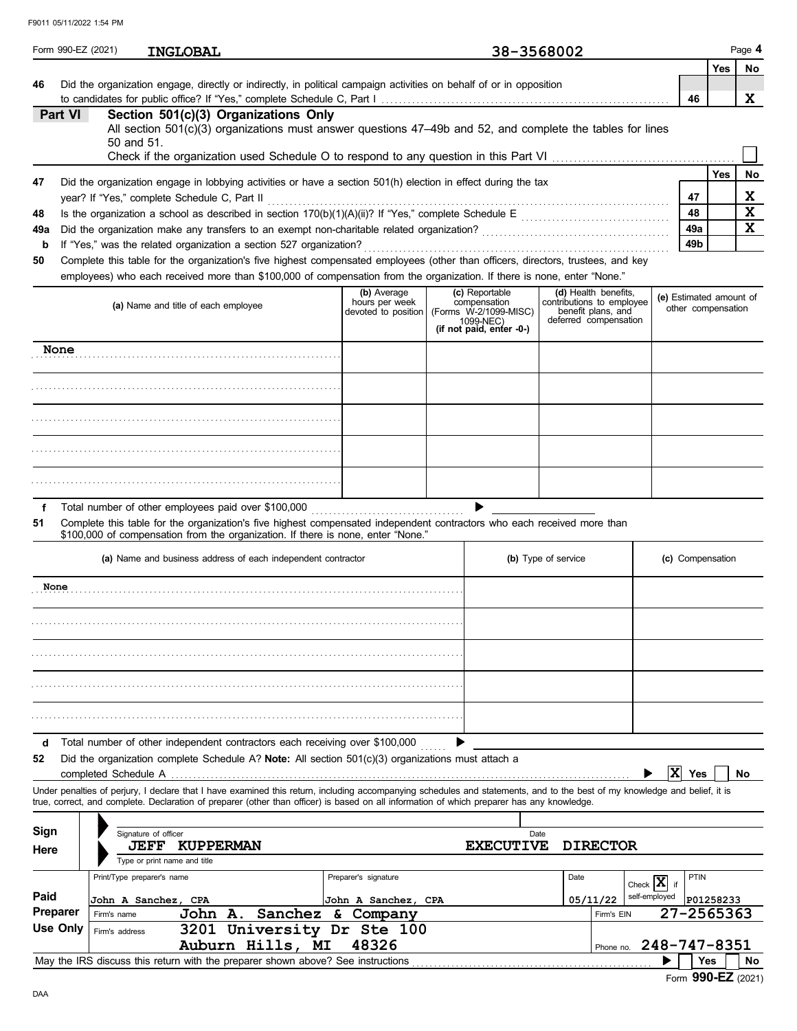Form 990-EZ (2021) **INGLOBAL** 38-3568002 Page **4**

| | | | Yes | No |
|---|---|---|---|---|
| **46** | Did the organization engage, directly or indirectly, in political campaign activities on behalf of or in opposition to candidates for public office? If "Yes," complete Schedule C, Part I | 46 | | X |

## Part VI — Section 501(c)(3) Organizations Only

All section 501(c)(3) organizations must answer questions 47–49b and 52, and complete the tables for lines 50 and 51.

Check if the organization used Schedule O to respond to any question in this Part VI ☐

| | | | Yes | No |
|---|---|---|---|---|
| **47** | Did the organization engage in lobbying activities or have a section 501(h) election in effect during the tax year? If "Yes," complete Schedule C, Part II | 47 | | X |
| **48** | Is the organization a school as described in section 170(b)(1)(A)(ii)? If "Yes," complete Schedule E | 48 | | X |
| **49a** | Did the organization make any transfers to an exempt non-charitable related organization? | 49a | | X |
| **b** | If "Yes," was the related organization a section 527 organization? | 49b | | |

**50** Complete this table for the organization's five highest compensated employees (other than officers, directors, trustees, and key employees) who each received more than $100,000 of compensation from the organization. If there is none, enter "None."

| (a) Name and title of each employee | (b) Average hours per week devoted to position | (c) Reportable compensation (Forms W-2/1099-MISC/ 1099-NEC) (if not paid, enter -0-) | (d) Health benefits, contributions to employee benefit plans, and deferred compensation | (e) Estimated amount of other compensation |
|---|---|---|---|---|
| None | | | | |
| | | | | |
| | | | | |
| | | | | |
| | | | | |

**f** Total number of other employees paid over $100,000 ▶

**51** Complete this table for the organization's five highest compensated independent contractors who each received more than $100,000 of compensation from the organization. If there is none, enter "None."

| (a) Name and business address of each independent contractor | (b) Type of service | (c) Compensation |
|---|---|---|
| None | | |
| | | |
| | | |
| | | |
| | | |

**d** Total number of other independent contractors each receiving over $100,000 ▶

**52** Did the organization complete Schedule A? **Note:** All section 501(c)(3) organizations must attach a completed Schedule A ▶ ☒ Yes ☐ No

Under penalties of perjury, I declare that I have examined this return, including accompanying schedules and statements, and to the best of my knowledge and belief, it is true, correct, and complete. Declaration of preparer (other than officer) is based on all information of which preparer has any knowledge.

**Sign Here**

Signature of officer — Date

JEFF KUPPERMAN — EXECUTIVE DIRECTOR

Type or print name and title

| **Paid Preparer Use Only** | | | | |
|---|---|---|---|---|
| Print/Type preparer's name: John A Sanchez, CPA | Preparer's signature: John A Sanchez, CPA | Date: 05/11/22 | Check ☒ if self-employed | PTIN: P01258233 |
| Firm's name: John A. Sanchez & Company | | | Firm's EIN: 27-2565363 | |
| Firm's address: 3201 University Dr Ste 100, Auburn Hills, MI 48326 | | | Phone no. 248-747-8351 | |

May the IRS discuss this return with the preparer shown above? See instructions ▶ ☐ Yes ☐ No

Form **990-EZ** (2021)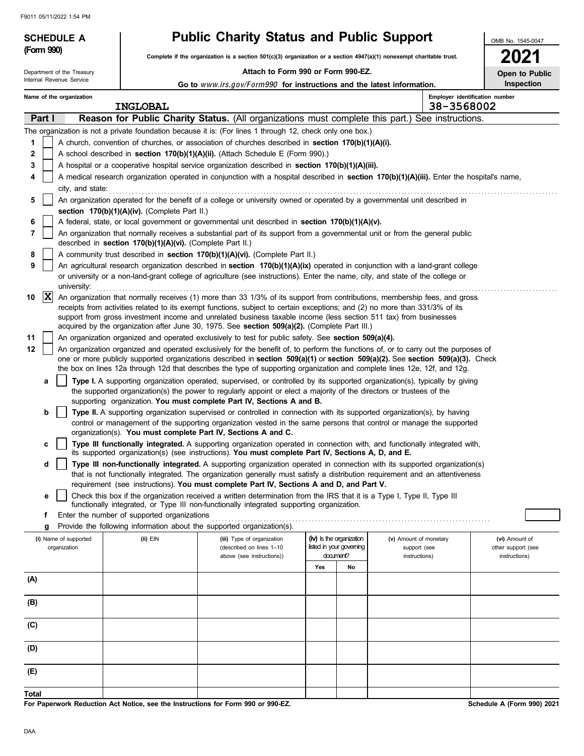**SCHEDULE A (Form 990)**

Department of the Treasury
Internal Revenue Service

# Public Charity Status and Public Support

**Complete if the organization is a section 501(c)(3) organization or a section 4947(a)(1) nonexempt charitable trust.**

**Attach to Form 990 or Form 990-EZ.**

**Go to** *www.irs.gov/Form990* **for instructions and the latest information.**

OMB No. 1545-0047

**2021**

**Open to Public Inspection**

**Name of the organization:** INGLOBAL

**Employer identification number:** 38-3568002

## Part I — Reason for Public Charity Status. (All organizations must complete this part.) See instructions.

The organization is not a private foundation because it is: (For lines 1 through 12, check only one box.)

1. [ ] A church, convention of churches, or association of churches described in **section 170(b)(1)(A)(i).**
2. [ ] A school described in **section 170(b)(1)(A)(ii).** (Attach Schedule E (Form 990).)
3. [ ] A hospital or a cooperative hospital service organization described in **section 170(b)(1)(A)(iii).**
4. [ ] A medical research organization operated in conjunction with a hospital described in **section 170(b)(1)(A)(iii).** Enter the hospital's name, city, and state:
5. [ ] An organization operated for the benefit of a college or university owned or operated by a governmental unit described in **section 170(b)(1)(A)(iv).** (Complete Part II.)
6. [ ] A federal, state, or local government or governmental unit described in **section 170(b)(1)(A)(v).**
7. [ ] An organization that normally receives a substantial part of its support from a governmental unit or from the general public described in **section 170(b)(1)(A)(vi).** (Complete Part II.)
8. [ ] A community trust described in **section 170(b)(1)(A)(vi).** (Complete Part II.)
9. [ ] An agricultural research organization described in **section 170(b)(1)(A)(ix)** operated in conjunction with a land-grant college or university or a non-land-grant college of agriculture (see instructions). Enter the name, city, and state of the college or university:
10. [X] An organization that normally receives (1) more than 33 1/3% of its support from contributions, membership fees, and gross receipts from activities related to its exempt functions, subject to certain exceptions; and (2) no more than 331/3% of its support from gross investment income and unrelated business taxable income (less section 511 tax) from businesses acquired by the organization after June 30, 1975. See **section 509(a)(2).** (Complete Part III.)
11. [ ] An organization organized and operated exclusively to test for public safety. See **section 509(a)(4).**
12. [ ] An organization organized and operated exclusively for the benefit of, to perform the functions of, or to carry out the purposes of one or more publicly supported organizations described in **section 509(a)(1)** or **section 509(a)(2).** See **section 509(a)(3).** Check the box on lines 12a through 12d that describes the type of supporting organization and complete lines 12e, 12f, and 12g.
   - **a** [ ] **Type I.** A supporting organization operated, supervised, or controlled by its supported organization(s), typically by giving the supported organization(s) the power to regularly appoint or elect a majority of the directors or trustees of the supporting organization. **You must complete Part IV, Sections A and B.**
   - **b** [ ] **Type II.** A supporting organization supervised or controlled in connection with its supported organization(s), by having control or management of the supporting organization vested in the same persons that control or manage the supported organization(s). **You must complete Part IV, Sections A and C.**
   - **c** [ ] **Type III functionally integrated.** A supporting organization operated in connection with, and functionally integrated with, its supported organization(s) (see instructions). **You must complete Part IV, Sections A, D, and E.**
   - **d** [ ] **Type III non-functionally integrated.** A supporting organization operated in connection with its supported organization(s) that is not functionally integrated. The organization generally must satisfy a distribution requirement and an attentiveness requirement (see instructions). **You must complete Part IV, Sections A and D, and Part V.**
   - **e** [ ] Check this box if the organization received a written determination from the IRS that it is a Type I, Type II, Type III functionally integrated, or Type III non-functionally integrated supporting organization.
   - **f** Enter the number of supported organizations
   - **g** Provide the following information about the supported organization(s).

| (i) Name of supported organization | (ii) EIN | (iii) Type of organization (described on lines 1–10 above (see instructions)) | (iv) Is the organization listed in your governing document? Yes | No | (v) Amount of monetary support (see instructions) | (vi) Amount of other support (see instructions) |
|---|---|---|---|---|---|---|
| (A) | | | | | | |
| (B) | | | | | | |
| (C) | | | | | | |
| (D) | | | | | | |
| (E) | | | | | | |
| Total | | | | | | |

**For Paperwork Reduction Act Notice, see the Instructions for Form 990 or 990-EZ.**

Schedule A (Form 990) 2021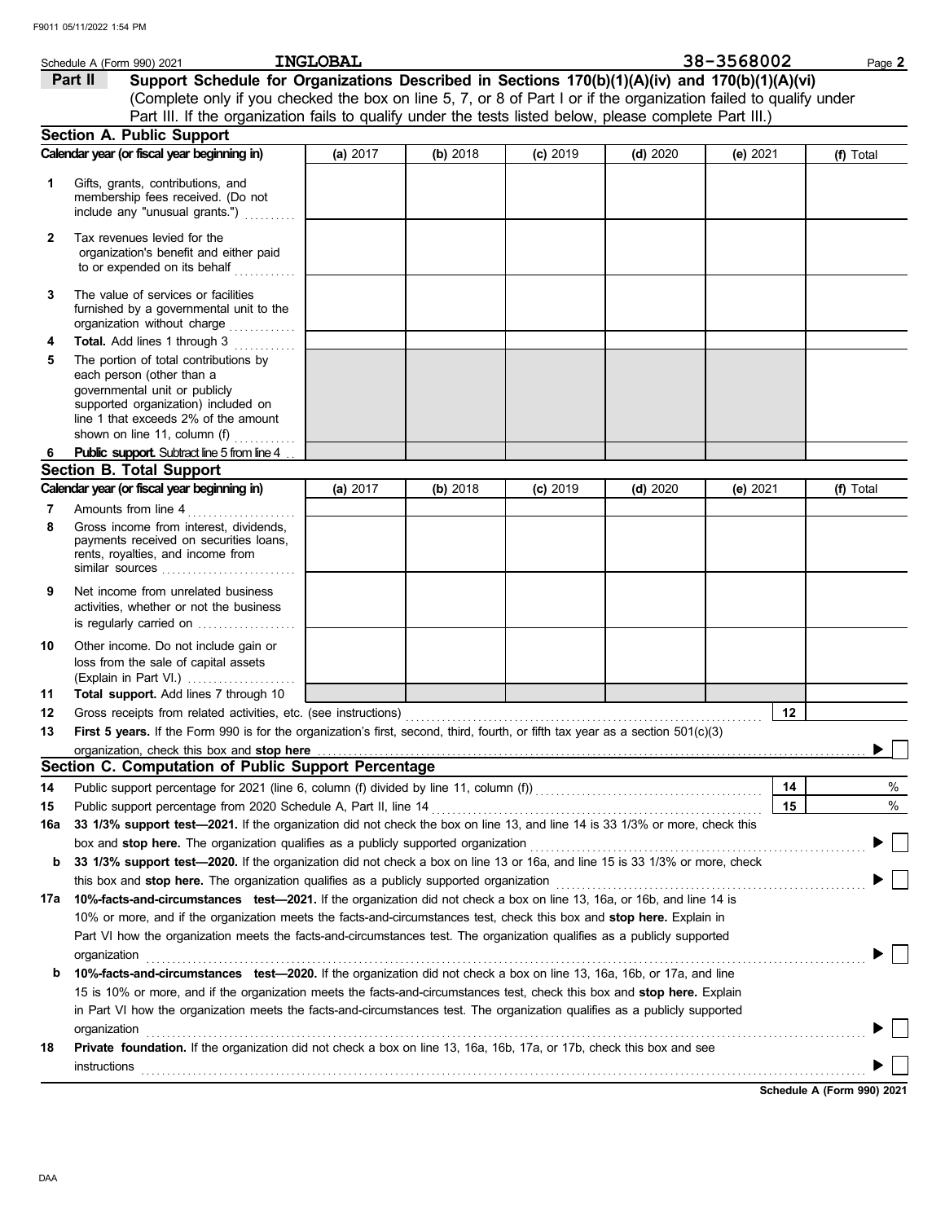Schedule A (Form 990) 2021 INGLOBAL 38-3568002

## Part II Support Schedule for Organizations Described in Sections 170(b)(1)(A)(iv) and 170(b)(1)(A)(vi)

(Complete only if you checked the box on line 5, 7, or 8 of Part I or if the organization failed to qualify under Part III. If the organization fails to qualify under the tests listed below, please complete Part III.)

### Section A. Public Support

| Calendar year (or fiscal year beginning in) | (a) 2017 | (b) 2018 | (c) 2019 | (d) 2020 | (e) 2021 | (f) Total |
|---|---|---|---|---|---|---|
| **1** Gifts, grants, contributions, and membership fees received. (Do not include any "unusual grants.") | | | | | | |
| **2** Tax revenues levied for the organization's benefit and either paid to or expended on its behalf | | | | | | |
| **3** The value of services or facilities furnished by a governmental unit to the organization without charge | | | | | | |
| **4** **Total.** Add lines 1 through 3 | | | | | | |
| **5** The portion of total contributions by each person (other than a governmental unit or publicly supported organization) included on line 1 that exceeds 2% of the amount shown on line 11, column (f) | | | | | | |
| **6** **Public support.** Subtract line 5 from line 4 | | | | | | |

### Section B. Total Support

| Calendar year (or fiscal year beginning in) | (a) 2017 | (b) 2018 | (c) 2019 | (d) 2020 | (e) 2021 | (f) Total |
|---|---|---|---|---|---|---|
| **7** Amounts from line 4 | | | | | | |
| **8** Gross income from interest, dividends, payments received on securities loans, rents, royalties, and income from similar sources | | | | | | |
| **9** Net income from unrelated business activities, whether or not the business is regularly carried on | | | | | | |
| **10** Other income. Do not include gain or loss from the sale of capital assets (Explain in Part VI.) | | | | | | |
| **11** **Total support.** Add lines 7 through 10 | | | | | | |

**12** Gross receipts from related activities, etc. (see instructions) **12**

**13** **First 5 years.** If the Form 990 is for the organization's first, second, third, fourth, or fifth tax year as a section 501(c)(3) organization, check this box and **stop here** ▶ ☐

### Section C. Computation of Public Support Percentage

**14** Public support percentage for 2021 (line 6, column (f) divided by line 11, column (f)) **14** %

**15** Public support percentage from 2020 Schedule A, Part II, line 14 **15** %

**16a** **33 1/3% support test—2021.** If the organization did not check the box on line 13, and line 14 is 33 1/3% or more, check this box and **stop here.** The organization qualifies as a publicly supported organization ▶ ☐

**b** **33 1/3% support test—2020.** If the organization did not check a box on line 13 or 16a, and line 15 is 33 1/3% or more, check this box and **stop here.** The organization qualifies as a publicly supported organization ▶ ☐

**17a** **10%-facts-and-circumstances test—2021.** If the organization did not check a box on line 13, 16a, or 16b, and line 14 is 10% or more, and if the organization meets the facts-and-circumstances test, check this box and **stop here.** Explain in Part VI how the organization meets the facts-and-circumstances test. The organization qualifies as a publicly supported organization ▶ ☐

**b** **10%-facts-and-circumstances test—2020.** If the organization did not check a box on line 13, 16a, 16b, or 17a, and line 15 is 10% or more, and if the organization meets the facts-and-circumstances test, check this box and **stop here.** Explain in Part VI how the organization meets the facts-and-circumstances test. The organization qualifies as a publicly supported organization ▶ ☐

**18** **Private foundation.** If the organization did not check a box on line 13, 16a, 16b, 17a, or 17b, check this box and see instructions ▶ ☐

**Schedule A (Form 990) 2021**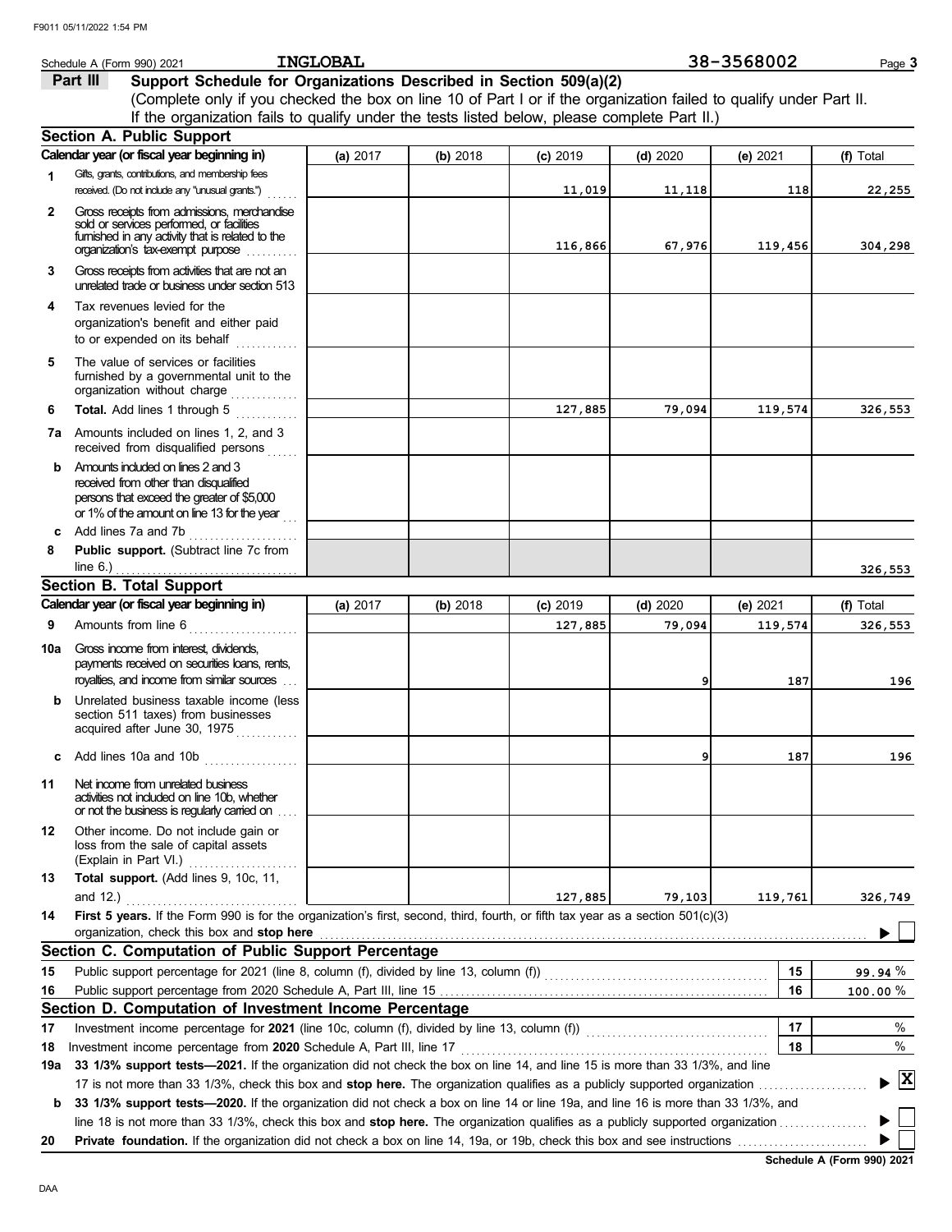Schedule A (Form 990) 2021 INGLOBAL 38-3568002

## Part III Support Schedule for Organizations Described in Section 509(a)(2)

(Complete only if you checked the box on line 10 of Part I or if the organization failed to qualify under Part II. If the organization fails to qualify under the tests listed below, please complete Part II.)

### Section A. Public Support

| Calendar year (or fiscal year beginning in) | (a) 2017 | (b) 2018 | (c) 2019 | (d) 2020 | (e) 2021 | (f) Total |
|---|---|---|---|---|---|---|
| 1 Gifts, grants, contributions, and membership fees received. (Do not include any "unusual grants.") | | | 11,019 | 11,118 | 118 | 22,255 |
| 2 Gross receipts from admissions, merchandise sold or services performed, or facilities furnished in any activity that is related to the organization's tax-exempt purpose | | | 116,866 | 67,976 | 119,456 | 304,298 |
| 3 Gross receipts from activities that are not an unrelated trade or business under section 513 | | | | | | |
| 4 Tax revenues levied for the organization's benefit and either paid to or expended on its behalf | | | | | | |
| 5 The value of services or facilities furnished by a governmental unit to the organization without charge | | | | | | |
| 6 **Total.** Add lines 1 through 5 | | | 127,885 | 79,094 | 119,574 | 326,553 |
| 7a Amounts included on lines 1, 2, and 3 received from disqualified persons | | | | | | |
| b Amounts included on lines 2 and 3 received from other than disqualified persons that exceed the greater of $5,000 or 1% of the amount on line 13 for the year | | | | | | |
| c Add lines 7a and 7b | | | | | | |
| 8 **Public support.** (Subtract line 7c from line 6.) | | | | | | 326,553 |

### Section B. Total Support

| Calendar year (or fiscal year beginning in) | (a) 2017 | (b) 2018 | (c) 2019 | (d) 2020 | (e) 2021 | (f) Total |
|---|---|---|---|---|---|---|
| 9 Amounts from line 6 | | | 127,885 | 79,094 | 119,574 | 326,553 |
| 10a Gross income from interest, dividends, payments received on securities loans, rents, royalties, and income from similar sources | | | | 9 | 187 | 196 |
| b Unrelated business taxable income (less section 511 taxes) from businesses acquired after June 30, 1975 | | | | | | |
| c Add lines 10a and 10b | | | | 9 | 187 | 196 |
| 11 Net income from unrelated business activities not included on line 10b, whether or not the business is regularly carried on | | | | | | |
| 12 Other income. Do not include gain or loss from the sale of capital assets (Explain in Part VI.) | | | | | | |
| 13 **Total support.** (Add lines 9, 10c, 11, and 12.) | | | 127,885 | 79,103 | 119,761 | 326,749 |

14 **First 5 years.** If the Form 990 is for the organization's first, second, third, fourth, or fifth tax year as a section 501(c)(3) organization, check this box and **stop here** ▶ ☐

### Section C. Computation of Public Support Percentage

| | | | |
|---|---|---|---|
| 15 | Public support percentage for 2021 (line 8, column (f), divided by line 13, column (f)) | 15 | 99.94 % |
| 16 | Public support percentage from 2020 Schedule A, Part III, line 15 | 16 | 100.00 % |

### Section D. Computation of Investment Income Percentage

| | | | |
|---|---|---|---|
| 17 | Investment income percentage for **2021** (line 10c, column (f), divided by line 13, column (f)) | 17 | % |
| 18 | Investment income percentage from **2020** Schedule A, Part III, line 17 | 18 | % |

19a **33 1/3% support tests—2021.** If the organization did not check the box on line 14, and line 15 is more than 33 1/3%, and line 17 is not more than 33 1/3%, check this box and **stop here.** The organization qualifies as a publicly supported organization ▶ ☒

b **33 1/3% support tests—2020.** If the organization did not check a box on line 14 or line 19a, and line 16 is more than 33 1/3%, and line 18 is not more than 33 1/3%, check this box and **stop here.** The organization qualifies as a publicly supported organization ▶ ☐

20 **Private foundation.** If the organization did not check a box on line 14, 19a, or 19b, check this box and see instructions ▶ ☐

**Schedule A (Form 990) 2021**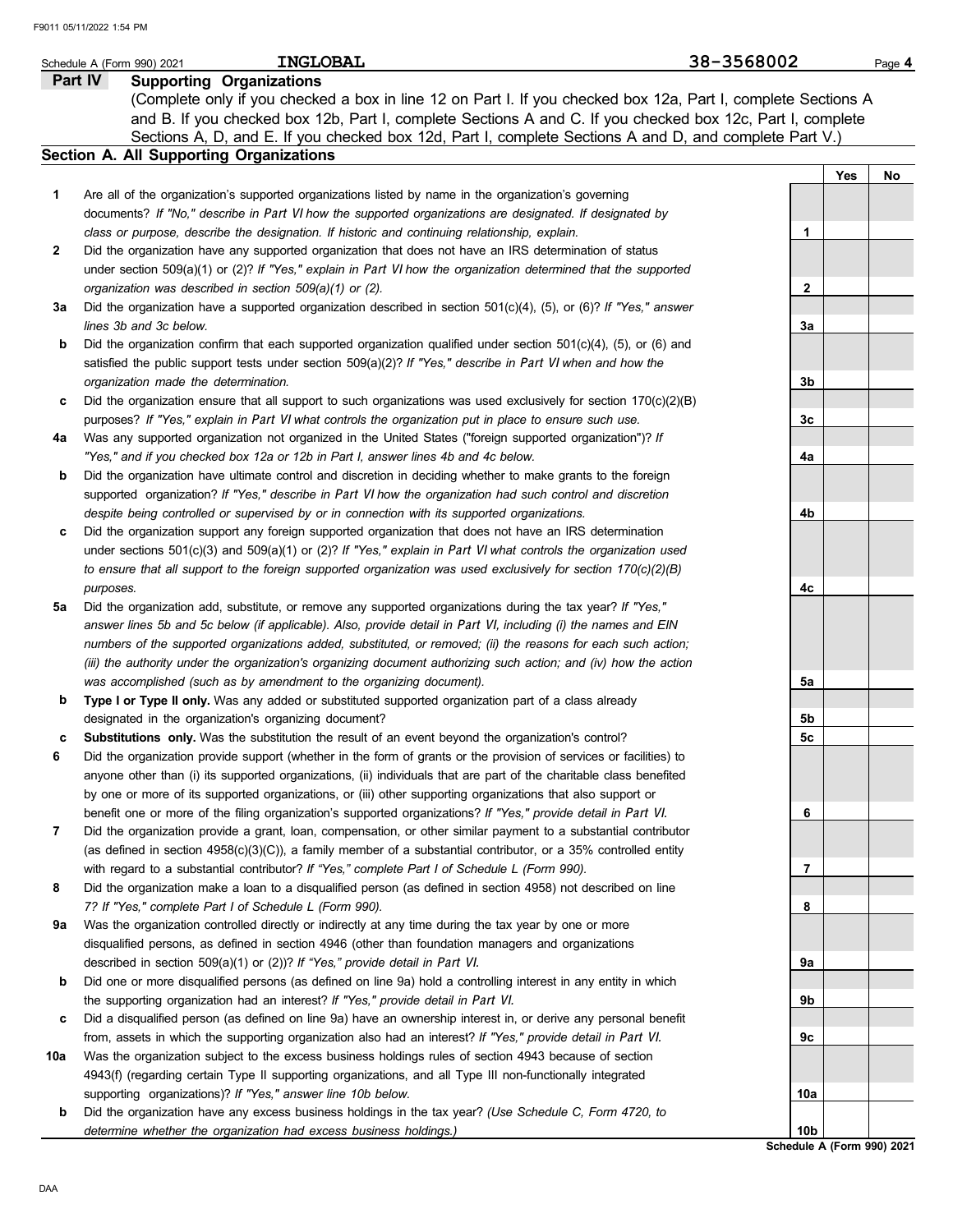Schedule A (Form 990) 2021 INGLOBAL 38-3568002 Page **4**

## Part IV Supporting Organizations

(Complete only if you checked a box in line 12 on Part I. If you checked box 12a, Part I, complete Sections A and B. If you checked box 12b, Part I, complete Sections A and C. If you checked box 12c, Part I, complete Sections A, D, and E. If you checked box 12d, Part I, complete Sections A and D, and complete Part V.)

### Section A. All Supporting Organizations

| | | | Yes | No |
|---|---|---|---|---|
| **1** | Are all of the organization's supported organizations listed by name in the organization's governing documents? *If "No," describe in Part VI how the supported organizations are designated. If designated by class or purpose, describe the designation. If historic and continuing relationship, explain.* | **1** | | |
| **2** | Did the organization have any supported organization that does not have an IRS determination of status under section 509(a)(1) or (2)? *If "Yes," explain in Part VI how the organization determined that the supported organization was described in section 509(a)(1) or (2).* | **2** | | |
| **3a** | Did the organization have a supported organization described in section 501(c)(4), (5), or (6)? *If "Yes," answer lines 3b and 3c below.* | **3a** | | |
| **b** | Did the organization confirm that each supported organization qualified under section 501(c)(4), (5), or (6) and satisfied the public support tests under section 509(a)(2)? *If "Yes," describe in Part VI when and how the organization made the determination.* | **3b** | | |
| **c** | Did the organization ensure that all support to such organizations was used exclusively for section 170(c)(2)(B) purposes? *If "Yes," explain in Part VI what controls the organization put in place to ensure such use.* | **3c** | | |
| **4a** | Was any supported organization not organized in the United States ("foreign supported organization")? *If "Yes," and if you checked box 12a or 12b in Part I, answer lines 4b and 4c below.* | **4a** | | |
| **b** | Did the organization have ultimate control and discretion in deciding whether to make grants to the foreign supported organization? *If "Yes," describe in Part VI how the organization had such control and discretion despite being controlled or supervised by or in connection with its supported organizations.* | **4b** | | |
| **c** | Did the organization support any foreign supported organization that does not have an IRS determination under sections 501(c)(3) and 509(a)(1) or (2)? *If "Yes," explain in Part VI what controls the organization used to ensure that all support to the foreign supported organization was used exclusively for section 170(c)(2)(B) purposes.* | **4c** | | |
| **5a** | Did the organization add, substitute, or remove any supported organizations during the tax year? *If "Yes," answer lines 5b and 5c below (if applicable). Also, provide detail in Part VI, including (i) the names and EIN numbers of the supported organizations added, substituted, or removed; (ii) the reasons for each such action; (iii) the authority under the organization's organizing document authorizing such action; and (iv) how the action was accomplished (such as by amendment to the organizing document).* | **5a** | | |
| **b** | **Type I or Type II only.** Was any added or substituted supported organization part of a class already designated in the organization's organizing document? | **5b** | | |
| **c** | **Substitutions only.** Was the substitution the result of an event beyond the organization's control? | **5c** | | |
| **6** | Did the organization provide support (whether in the form of grants or the provision of services or facilities) to anyone other than (i) its supported organizations, (ii) individuals that are part of the charitable class benefited by one or more of its supported organizations, or (iii) other supporting organizations that also support or benefit one or more of the filing organization's supported organizations? *If "Yes," provide detail in Part VI.* | **6** | | |
| **7** | Did the organization provide a grant, loan, compensation, or other similar payment to a substantial contributor (as defined in section 4958(c)(3)(C)), a family member of a substantial contributor, or a 35% controlled entity with regard to a substantial contributor? *If "Yes," complete Part I of Schedule L (Form 990).* | **7** | | |
| **8** | Did the organization make a loan to a disqualified person (as defined in section 4958) not described on line 7? *If "Yes," complete Part I of Schedule L (Form 990).* | **8** | | |
| **9a** | Was the organization controlled directly or indirectly at any time during the tax year by one or more disqualified persons, as defined in section 4946 (other than foundation managers and organizations described in section 509(a)(1) or (2))? *If "Yes," provide detail in Part VI.* | **9a** | | |
| **b** | Did one or more disqualified persons (as defined on line 9a) hold a controlling interest in any entity in which the supporting organization had an interest? *If "Yes," provide detail in Part VI.* | **9b** | | |
| **c** | Did a disqualified person (as defined on line 9a) have an ownership interest in, or derive any personal benefit from, assets in which the supporting organization also had an interest? *If "Yes," provide detail in Part VI.* | **9c** | | |
| **10a** | Was the organization subject to the excess business holdings rules of section 4943 because of section 4943(f) (regarding certain Type II supporting organizations, and all Type III non-functionally integrated supporting organizations)? *If "Yes," answer line 10b below.* | **10a** | | |
| **b** | Did the organization have any excess business holdings in the tax year? *(Use Schedule C, Form 4720, to determine whether the organization had excess business holdings.)* | **10b** | | |

**Schedule A (Form 990) 2021**

DAA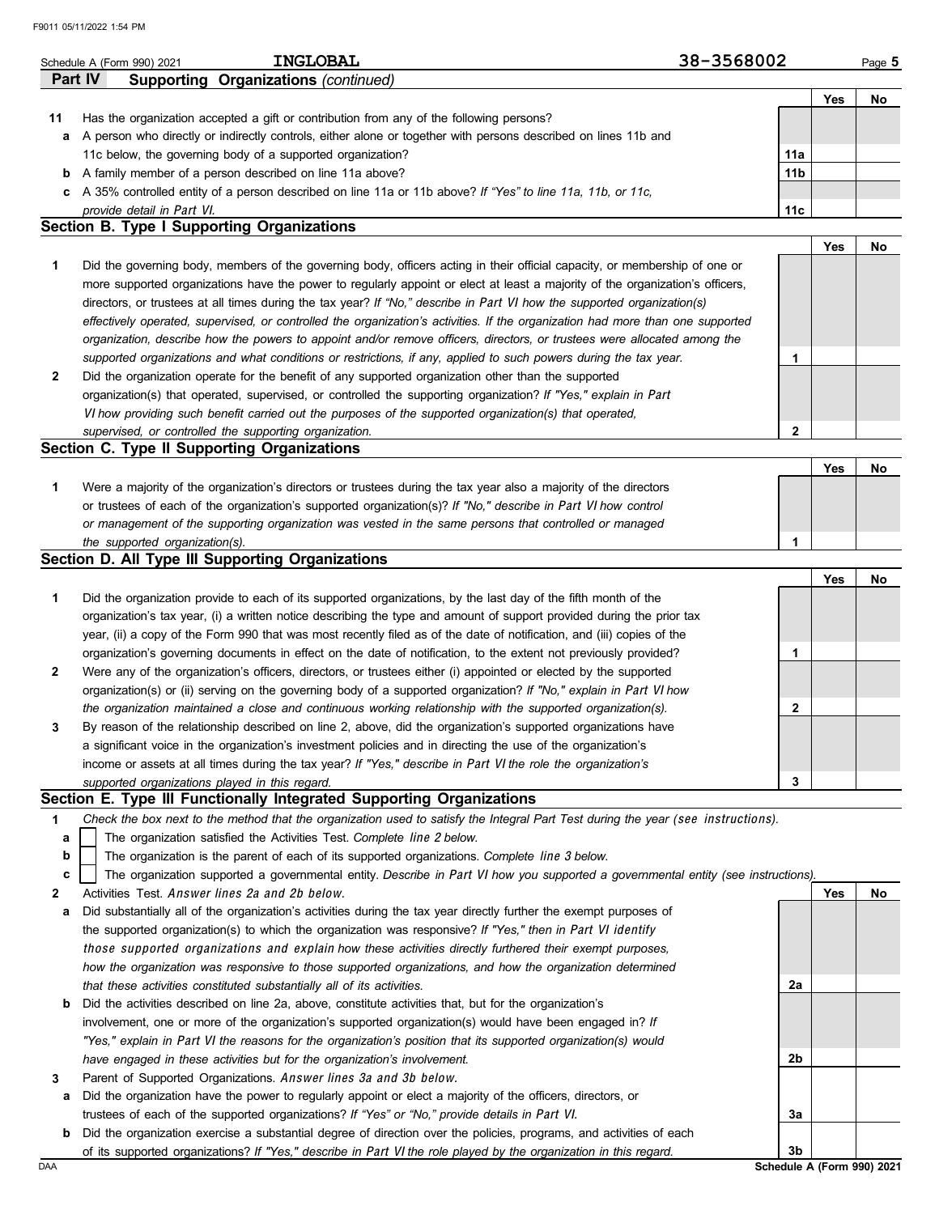Schedule A (Form 990) 2021 INGLOBAL 38-3568002

## Part IV Supporting Organizations *(continued)*

| | | | Yes | No |
|---|---|---|---|---|
| **11** | Has the organization accepted a gift or contribution from any of the following persons? | | | |
| **a** | A person who directly or indirectly controls, either alone or together with persons described on lines 11b and 11c below, the governing body of a supported organization? | **11a** | | |
| **b** | A family member of a person described on line 11a above? | **11b** | | |
| **c** | A 35% controlled entity of a person described on line 11a or 11b above? *If "Yes" to line 11a, 11b, or 11c, provide detail in Part VI.* | **11c** | | |

### Section B. Type I Supporting Organizations

| | | | Yes | No |
|---|---|---|---|---|
| **1** | Did the governing body, members of the governing body, officers acting in their official capacity, or membership of one or more supported organizations have the power to regularly appoint or elect at least a majority of the organization's officers, directors, or trustees at all times during the tax year? *If "No," describe in Part VI how the supported organization(s) effectively operated, supervised, or controlled the organization's activities. If the organization had more than one supported organization, describe how the powers to appoint and/or remove officers, directors, or trustees were allocated among the supported organizations and what conditions or restrictions, if any, applied to such powers during the tax year.* | **1** | | |
| **2** | Did the organization operate for the benefit of any supported organization other than the supported organization(s) that operated, supervised, or controlled the supporting organization? *If "Yes," explain in Part VI how providing such benefit carried out the purposes of the supported organization(s) that operated, supervised, or controlled the supporting organization.* | **2** | | |

### Section C. Type II Supporting Organizations

| | | | Yes | No |
|---|---|---|---|---|
| **1** | Were a majority of the organization's directors or trustees during the tax year also a majority of the directors or trustees of each of the organization's supported organization(s)? *If "No," describe in Part VI how control or management of the supporting organization was vested in the same persons that controlled or managed the supported organization(s).* | **1** | | |

### Section D. All Type III Supporting Organizations

| | | | Yes | No |
|---|---|---|---|---|
| **1** | Did the organization provide to each of its supported organizations, by the last day of the fifth month of the organization's tax year, (i) a written notice describing the type and amount of support provided during the prior tax year, (ii) a copy of the Form 990 that was most recently filed as of the date of notification, and (iii) copies of the organization's governing documents in effect on the date of notification, to the extent not previously provided? | **1** | | |
| **2** | Were any of the organization's officers, directors, or trustees either (i) appointed or elected by the supported organization(s) or (ii) serving on the governing body of a supported organization? *If "No," explain in Part VI how the organization maintained a close and continuous working relationship with the supported organization(s).* | **2** | | |
| **3** | By reason of the relationship described on line 2, above, did the organization's supported organizations have a significant voice in the organization's investment policies and in directing the use of the organization's income or assets at all times during the tax year? *If "Yes," describe in Part VI the role the organization's supported organizations played in this regard.* | **3** | | |

### Section E. Type III Functionally Integrated Supporting Organizations

**1** *Check the box next to the method that the organization used to satisfy the Integral Part Test during the year (see instructions).*

- **a** ☐ The organization satisfied the Activities Test. *Complete line 2 below.*
- **b** ☐ The organization is the parent of each of its supported organizations. *Complete line 3 below.*
- **c** ☐ The organization supported a governmental entity. *Describe in Part VI how you supported a governmental entity (see instructions).*

| | | | Yes | No |
|---|---|---|---|---|
| **2** | Activities Test. *Answer lines 2a and 2b below.* | | | |
| **a** | Did substantially all of the organization's activities during the tax year directly further the exempt purposes of the supported organization(s) to which the organization was responsive? *If "Yes," then in Part VI identify those supported organizations and explain how these activities directly furthered their exempt purposes, how the organization was responsive to those supported organizations, and how the organization determined that these activities constituted substantially all of its activities.* | **2a** | | |
| **b** | Did the activities described on line 2a, above, constitute activities that, but for the organization's involvement, one or more of the organization's supported organization(s) would have been engaged in? *If "Yes," explain in Part VI the reasons for the organization's position that its supported organization(s) would have engaged in these activities but for the organization's involvement.* | **2b** | | |
| **3** | Parent of Supported Organizations. *Answer lines 3a and 3b below.* | | | |
| **a** | Did the organization have the power to regularly appoint or elect a majority of the officers, directors, or trustees of each of the supported organizations? *If "Yes" or "No," provide details in Part VI.* | **3a** | | |
| **b** | Did the organization exercise a substantial degree of direction over the policies, programs, and activities of each of its supported organizations? *If "Yes," describe in Part VI the role played by the organization in this regard.* | **3b** | | |

Schedule A (Form 990) 2021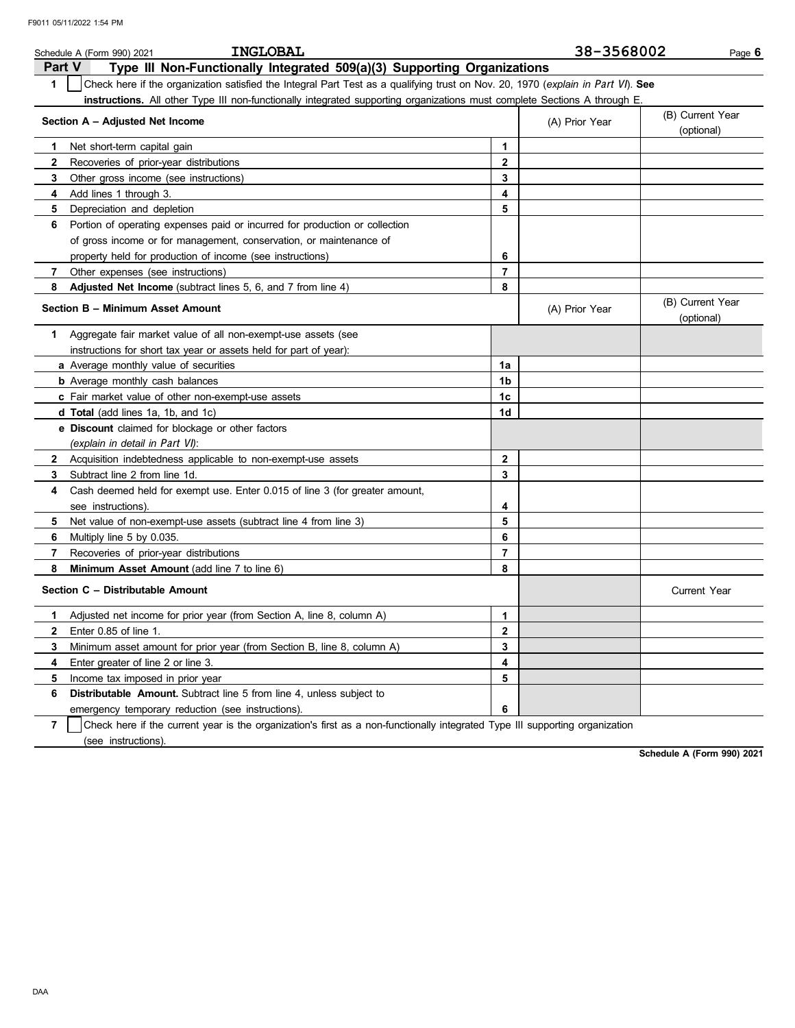Schedule A (Form 990) 2021 INGLOBAL 38-3568002

## Part V Type III Non-Functionally Integrated 509(a)(3) Supporting Organizations

**1** ☐ Check here if the organization satisfied the Integral Part Test as a qualifying trust on Nov. 20, 1970 (*explain in Part VI*). **See instructions.** All other Type III non-functionally integrated supporting organizations must complete Sections A through E.

| **Section A – Adjusted Net Income** | | (A) Prior Year | (B) Current Year (optional) |
|---|---|---|---|
| **1** Net short-term capital gain | **1** | | |
| **2** Recoveries of prior-year distributions | **2** | | |
| **3** Other gross income (see instructions) | **3** | | |
| **4** Add lines 1 through 3. | **4** | | |
| **5** Depreciation and depletion | **5** | | |
| **6** Portion of operating expenses paid or incurred for production or collection of gross income or for management, conservation, or maintenance of property held for production of income (see instructions) | **6** | | |
| **7** Other expenses (see instructions) | **7** | | |
| **8** **Adjusted Net Income** (subtract lines 5, 6, and 7 from line 4) | **8** | | |

| **Section B – Minimum Asset Amount** | | (A) Prior Year | (B) Current Year (optional) |
|---|---|---|---|
| **1** Aggregate fair market value of all non-exempt-use assets (see instructions for short tax year or assets held for part of year): | | | |
| **a** Average monthly value of securities | **1a** | | |
| **b** Average monthly cash balances | **1b** | | |
| **c** Fair market value of other non-exempt-use assets | **1c** | | |
| **d** **Total** (add lines 1a, 1b, and 1c) | **1d** | | |
| **e** **Discount** claimed for blockage or other factors (*explain in detail in Part VI*): | | | |
| **2** Acquisition indebtedness applicable to non-exempt-use assets | **2** | | |
| **3** Subtract line 2 from line 1d. | **3** | | |
| **4** Cash deemed held for exempt use. Enter 0.015 of line 3 (for greater amount, see instructions). | **4** | | |
| **5** Net value of non-exempt-use assets (subtract line 4 from line 3) | **5** | | |
| **6** Multiply line 5 by 0.035. | **6** | | |
| **7** Recoveries of prior-year distributions | **7** | | |
| **8** **Minimum Asset Amount** (add line 7 to line 6) | **8** | | |

| **Section C – Distributable Amount** | | | Current Year |
|---|---|---|---|
| **1** Adjusted net income for prior year (from Section A, line 8, column A) | **1** | | |
| **2** Enter 0.85 of line 1. | **2** | | |
| **3** Minimum asset amount for prior year (from Section B, line 8, column A) | **3** | | |
| **4** Enter greater of line 2 or line 3. | **4** | | |
| **5** Income tax imposed in prior year | **5** | | |
| **6** **Distributable Amount.** Subtract line 5 from line 4, unless subject to emergency temporary reduction (see instructions). | **6** | | |

**7** ☐ Check here if the current year is the organization's first as a non-functionally integrated Type III supporting organization (see instructions).

**Schedule A (Form 990) 2021**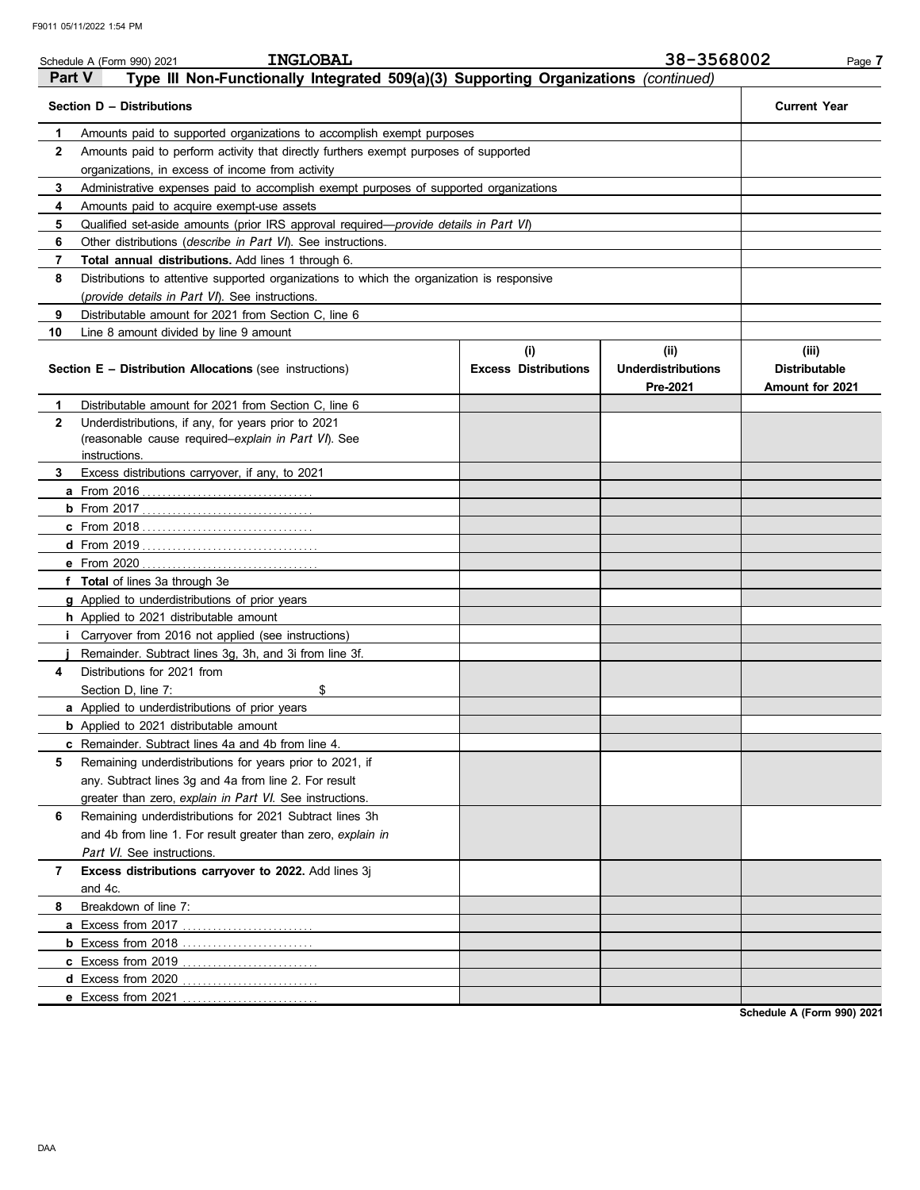Schedule A (Form 990) 2021 INGLOBAL 38-3568002

## Part V Type III Non-Functionally Integrated 509(a)(3) Supporting Organizations *(continued)*

| Section D – Distributions | | Current Year |
|---|---|---|
| 1 | Amounts paid to supported organizations to accomplish exempt purposes | |
| 2 | Amounts paid to perform activity that directly furthers exempt purposes of supported organizations, in excess of income from activity | |
| 3 | Administrative expenses paid to accomplish exempt purposes of supported organizations | |
| 4 | Amounts paid to acquire exempt-use assets | |
| 5 | Qualified set-aside amounts (prior IRS approval required—*provide details in Part VI*) | |
| 6 | Other distributions (*describe in Part VI*). See instructions. | |
| 7 | **Total annual distributions.** Add lines 1 through 6. | |
| 8 | Distributions to attentive supported organizations to which the organization is responsive (*provide details in Part VI*). See instructions. | |
| 9 | Distributable amount for 2021 from Section C, line 6 | |
| 10 | Line 8 amount divided by line 9 amount | |

| Section E – Distribution Allocations (see instructions) | (i) Excess Distributions | (ii) Underdistributions Pre-2021 | (iii) Distributable Amount for 2021 |
|---|---|---|---|
| **1** Distributable amount for 2021 from Section C, line 6 | | | |
| **2** Underdistributions, if any, for years prior to 2021 (reasonable cause required–*explain in Part VI*). See instructions. | | | |
| **3** Excess distributions carryover, if any, to 2021 | | | |
| **a** From 2016 | | | |
| **b** From 2017 | | | |
| **c** From 2018 | | | |
| **d** From 2019 | | | |
| **e** From 2020 | | | |
| **f Total** of lines 3a through 3e | | | |
| **g** Applied to underdistributions of prior years | | | |
| **h** Applied to 2021 distributable amount | | | |
| **i** Carryover from 2016 not applied (see instructions) | | | |
| **j** Remainder. Subtract lines 3g, 3h, and 3i from line 3f. | | | |
| **4** Distributions for 2021 from Section D, line 7: $ | | | |
| **a** Applied to underdistributions of prior years | | | |
| **b** Applied to 2021 distributable amount | | | |
| **c** Remainder. Subtract lines 4a and 4b from line 4. | | | |
| **5** Remaining underdistributions for years prior to 2021, if any. Subtract lines 3g and 4a from line 2. For result greater than zero, *explain in Part VI.* See instructions. | | | |
| **6** Remaining underdistributions for 2021 Subtract lines 3h and 4b from line 1. For result greater than zero, *explain in Part VI.* See instructions. | | | |
| **7 Excess distributions carryover to 2022.** Add lines 3j and 4c. | | | |
| **8** Breakdown of line 7: | | | |
| **a** Excess from 2017 | | | |
| **b** Excess from 2018 | | | |
| **c** Excess from 2019 | | | |
| **d** Excess from 2020 | | | |
| **e** Excess from 2021 | | | |

**Schedule A (Form 990) 2021**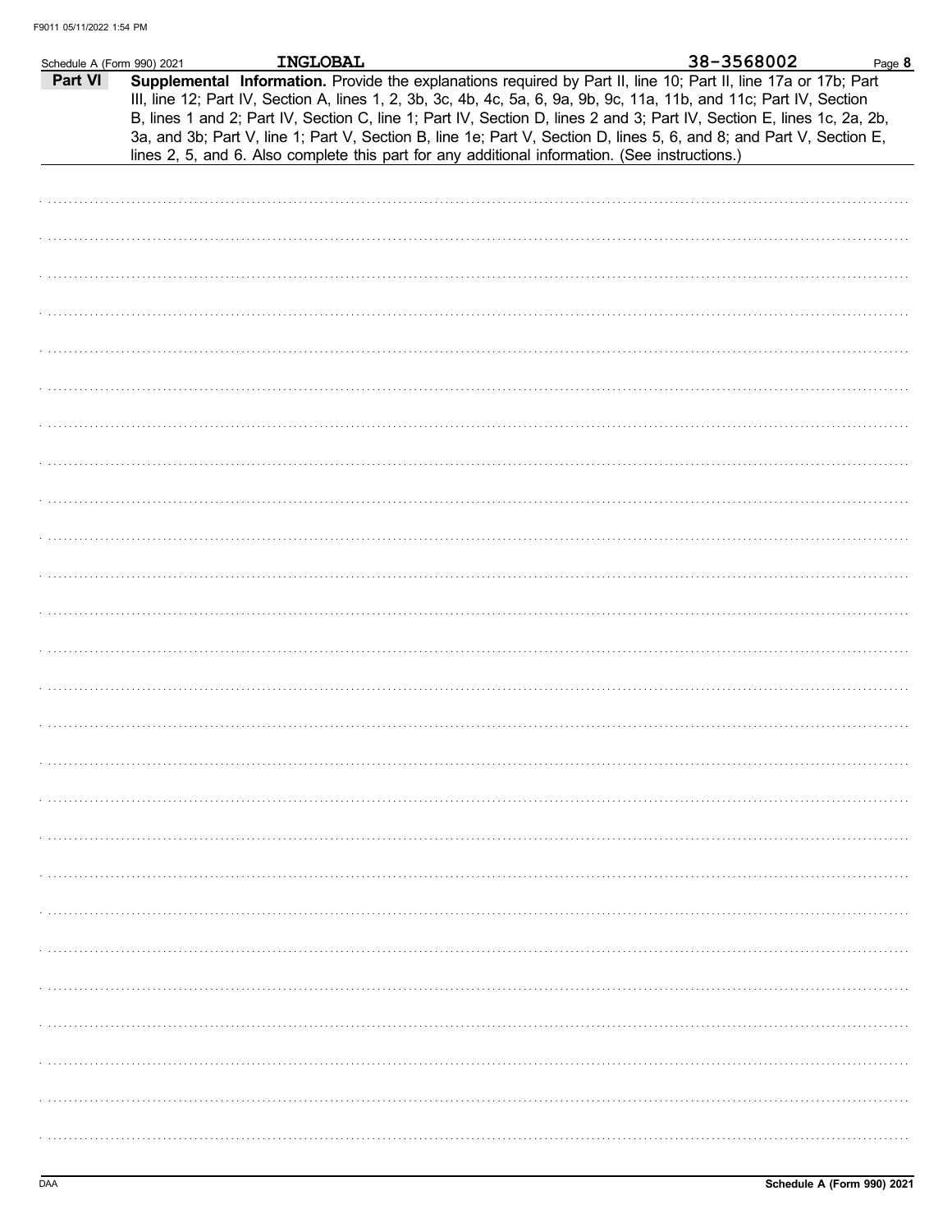Schedule A (Form 990) 2021 **INGLOBAL** 38-3568002

**Part VI** **Supplemental Information.** Provide the explanations required by Part II, line 10; Part II, line 17a or 17b; Part III, line 12; Part IV, Section A, lines 1, 2, 3b, 3c, 4b, 4c, 5a, 6, 9a, 9b, 9c, 11a, 11b, and 11c; Part IV, Section B, lines 1 and 2; Part IV, Section C, line 1; Part IV, Section D, lines 2 and 3; Part IV, Section E, lines 1c, 2a, 2b, 3a, and 3b; Part V, line 1; Part V, Section B, line 1e; Part V, Section D, lines 5, 6, and 8; and Part V, Section E, lines 2, 5, and 6. Also complete this part for any additional information. (See instructions.)

**Schedule A (Form 990) 2021**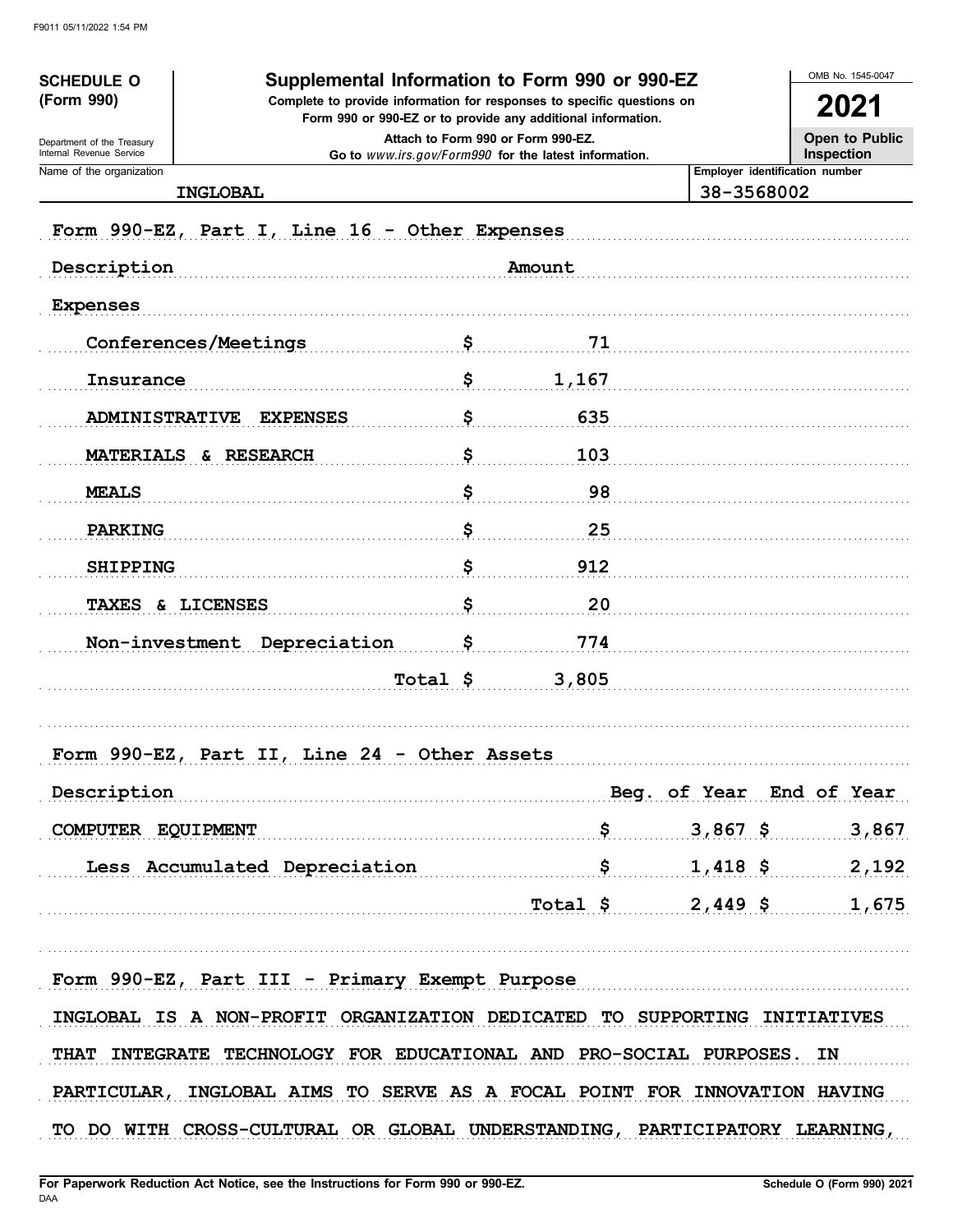# SCHEDULE O (Form 990)

Department of the Treasury
Internal Revenue Service

## Supplemental Information to Form 990 or 990-EZ

Complete to provide information for responses to specific questions on Form 990 or 990-EZ or to provide any additional information.

Attach to Form 990 or Form 990-EZ.

Go to *www.irs.gov/Form990* for the latest information.

OMB No. 1545-0047

**2021**

**Open to Public Inspection**

Name of the organization: INGLOBAL

Employer identification number: 38-3568002

### Form 990-EZ, Part I, Line 16 - Other Expenses

| Description | | Amount |
|---|---|---|
| Expenses | | |
| Conferences/Meetings | $ | 71 |
| Insurance | $ | 1,167 |
| ADMINISTRATIVE EXPENSES | $ | 635 |
| MATERIALS & RESEARCH | $ | 103 |
| MEALS | $ | 98 |
| PARKING | $ | 25 |
| SHIPPING | $ | 912 |
| TAXES & LICENSES | $ | 20 |
| Non-investment Depreciation | $ | 774 |
| Total | $ | 3,805 |

### Form 990-EZ, Part II, Line 24 - Other Assets

| Description | Beg. of Year | End of Year |
|---|---|---|
| COMPUTER EQUIPMENT | $ 3,867 | $ 3,867 |
| Less Accumulated Depreciation | $ 1,418 | $ 2,192 |
| Total | $ 2,449 | $ 1,675 |

### Form 990-EZ, Part III - Primary Exempt Purpose

INGLOBAL IS A NON-PROFIT ORGANIZATION DEDICATED TO SUPPORTING INITIATIVES THAT INTEGRATE TECHNOLOGY FOR EDUCATIONAL AND PRO-SOCIAL PURPOSES. IN PARTICULAR, INGLOBAL AIMS TO SERVE AS A FOCAL POINT FOR INNOVATION HAVING TO DO WITH CROSS-CULTURAL OR GLOBAL UNDERSTANDING, PARTICIPATORY LEARNING,

For Paperwork Reduction Act Notice, see the Instructions for Form 990 or 990-EZ.

Schedule O (Form 990) 2021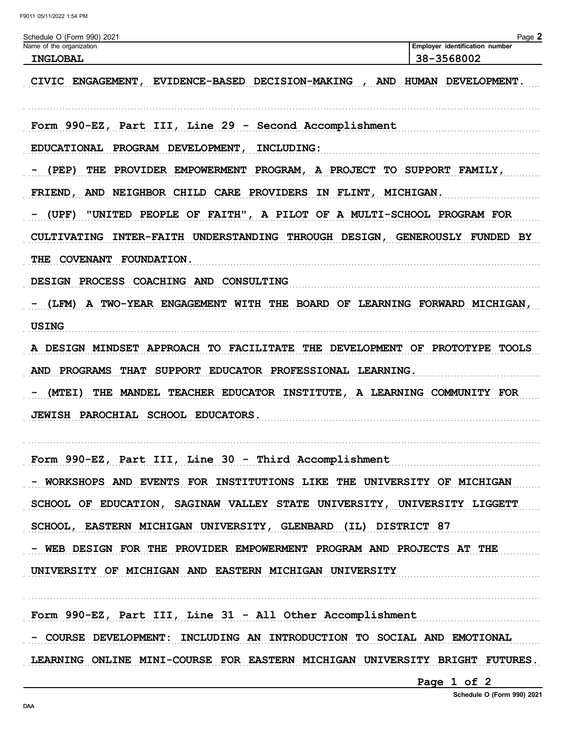Schedule O (Form 990) 2021

| Name of the organization | Employer identification number |
| --- | --- |
| INGLOBAL | 38-3568002 |

CIVIC ENGAGEMENT, EVIDENCE-BASED DECISION-MAKING , AND HUMAN DEVELOPMENT.

Form 990-EZ, Part III, Line 29 - Second Accomplishment

EDUCATIONAL PROGRAM DEVELOPMENT, INCLUDING:

- (PEP) THE PROVIDER EMPOWERMENT PROGRAM, A PROJECT TO SUPPORT FAMILY, FRIEND, AND NEIGHBOR CHILD CARE PROVIDERS IN FLINT, MICHIGAN.
- (UPF) "UNITED PEOPLE OF FAITH", A PILOT OF A MULTI-SCHOOL PROGRAM FOR CULTIVATING INTER-FAITH UNDERSTANDING THROUGH DESIGN, GENEROUSLY FUNDED BY THE COVENANT FOUNDATION.

DESIGN PROCESS COACHING AND CONSULTING

- (LFM) A TWO-YEAR ENGAGEMENT WITH THE BOARD OF LEARNING FORWARD MICHIGAN, USING
A DESIGN MINDSET APPROACH TO FACILITATE THE DEVELOPMENT OF PROTOTYPE TOOLS AND PROGRAMS THAT SUPPORT EDUCATOR PROFESSIONAL LEARNING.
- (MTEI) THE MANDEL TEACHER EDUCATOR INSTITUTE, A LEARNING COMMUNITY FOR JEWISH PAROCHIAL SCHOOL EDUCATORS.

Form 990-EZ, Part III, Line 30 - Third Accomplishment

- WORKSHOPS AND EVENTS FOR INSTITUTIONS LIKE THE UNIVERSITY OF MICHIGAN SCHOOL OF EDUCATION, SAGINAW VALLEY STATE UNIVERSITY, UNIVERSITY LIGGETT SCHOOL, EASTERN MICHIGAN UNIVERSITY, GLENBARD (IL) DISTRICT 87
- WEB DESIGN FOR THE PROVIDER EMPOWERMENT PROGRAM AND PROJECTS AT THE UNIVERSITY OF MICHIGAN AND EASTERN MICHIGAN UNIVERSITY

Form 990-EZ, Part III, Line 31 - All Other Accomplishment

- COURSE DEVELOPMENT: INCLUDING AN INTRODUCTION TO SOCIAL AND EMOTIONAL LEARNING ONLINE MINI-COURSE FOR EASTERN MICHIGAN UNIVERSITY BRIGHT FUTURES.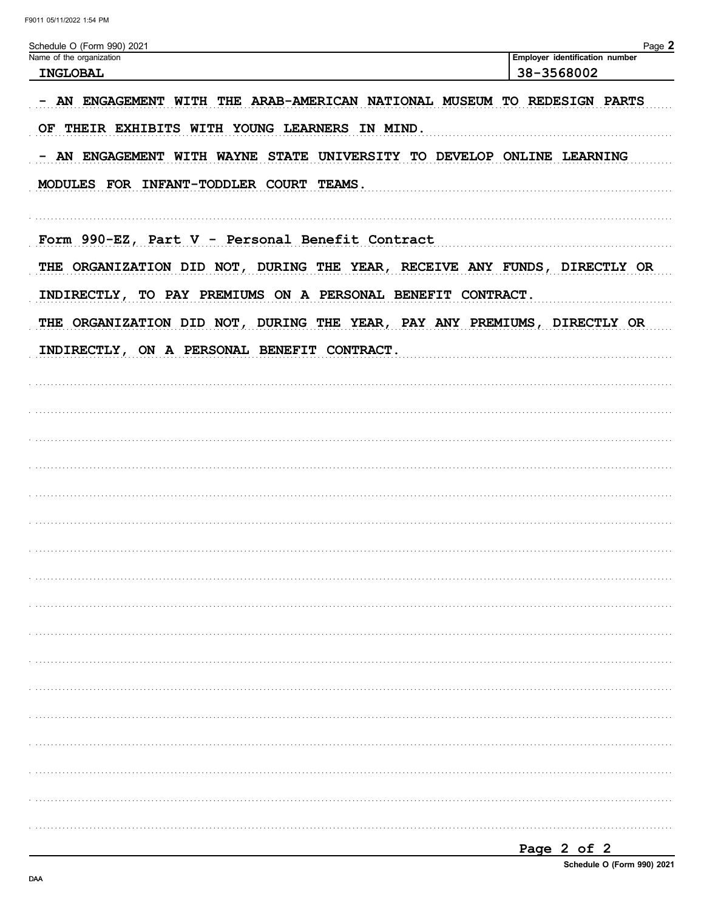Schedule O (Form 990) 2021

| Name of the organization | Employer identification number |
| --- | --- |
| INGLOBAL | 38-3568002 |

- AN ENGAGEMENT WITH THE ARAB-AMERICAN NATIONAL MUSEUM TO REDESIGN PARTS OF THEIR EXHIBITS WITH YOUNG LEARNERS IN MIND.
- AN ENGAGEMENT WITH WAYNE STATE UNIVERSITY TO DEVELOP ONLINE LEARNING MODULES FOR INFANT-TODDLER COURT TEAMS.

Form 990-EZ, Part V - Personal Benefit Contract

THE ORGANIZATION DID NOT, DURING THE YEAR, RECEIVE ANY FUNDS, DIRECTLY OR INDIRECTLY, TO PAY PREMIUMS ON A PERSONAL BENEFIT CONTRACT.

THE ORGANIZATION DID NOT, DURING THE YEAR, PAY ANY PREMIUMS, DIRECTLY OR INDIRECTLY, ON A PERSONAL BENEFIT CONTRACT.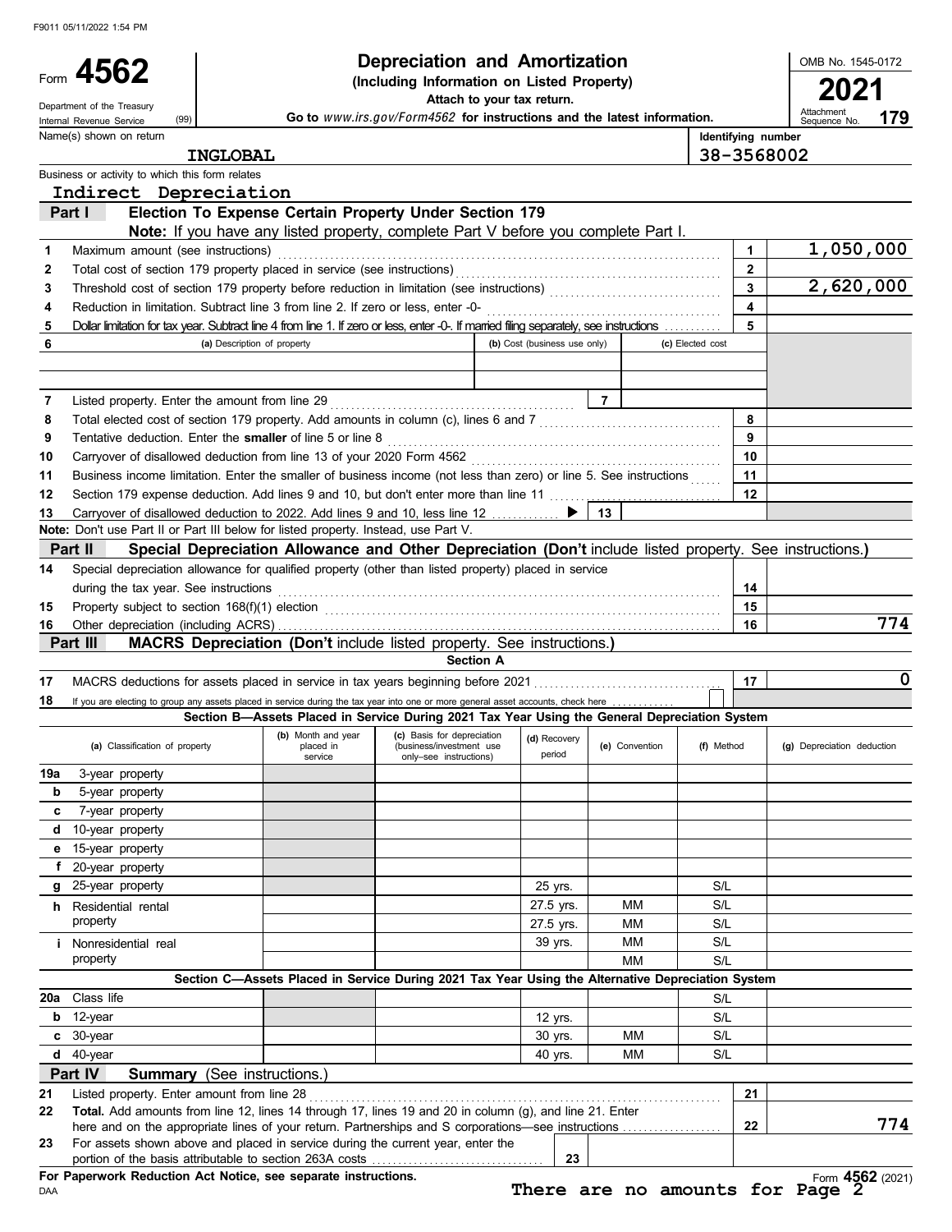F9011 05/11/2022 1:54 PM

# Form 4562 — Depreciation and Amortization

**(Including Information on Listed Property)**

**Attach to your tax return.**

Go to *www.irs.gov/Form4562* for instructions and the latest information.

Department of the Treasury
Internal Revenue Service (99)

OMB No. 1545-0172

**2021**

Attachment Sequence No. **179**

| Name(s) shown on return | Identifying number |
|---|---|
| INGLOBAL | 38-3568002 |

Business or activity to which this form relates

Indirect Depreciation

## Part I — Election To Expense Certain Property Under Section 179

**Note:** If you have any listed property, complete Part V before you complete Part I.

| Line | Description | Box | Amount |
|---|---|---|---|
| 1 | Maximum amount (see instructions) | 1 | 1,050,000 |
| 2 | Total cost of section 179 property placed in service (see instructions) | 2 | |
| 3 | Threshold cost of section 179 property before reduction in limitation (see instructions) | 3 | 2,620,000 |
| 4 | Reduction in limitation. Subtract line 3 from line 2. If zero or less, enter -0- | 4 | |
| 5 | Dollar limitation for tax year. Subtract line 4 from line 1. If zero or less, enter -0-. If married filing separately, see instructions | 5 | |

| 6 | (a) Description of property | (b) Cost (business use only) | (c) Elected cost |
|---|---|---|---|
| | | | |
| | | | |

| Line | Description | Box | Amount |
|---|---|---|---|
| 7 | Listed property. Enter the amount from line 29 | 7 | |
| 8 | Total elected cost of section 179 property. Add amounts in column (c), lines 6 and 7 | 8 | |
| 9 | Tentative deduction. Enter the **smaller** of line 5 or line 8 | 9 | |
| 10 | Carryover of disallowed deduction from line 13 of your 2020 Form 4562 | 10 | |
| 11 | Business income limitation. Enter the smaller of business income (not less than zero) or line 5. See instructions | 11 | |
| 12 | Section 179 expense deduction. Add lines 9 and 10, but don't enter more than line 11 | 12 | |
| 13 | Carryover of disallowed deduction to 2022. Add lines 9 and 10, less line 12 | 13 | |

**Note:** Don't use Part II or Part III below for listed property. Instead, use Part V.

## Part II — Special Depreciation Allowance and Other Depreciation (Don't include listed property. See instructions.)

| Line | Description | Box | Amount |
|---|---|---|---|
| 14 | Special depreciation allowance for qualified property (other than listed property) placed in service during the tax year. See instructions | 14 | |
| 15 | Property subject to section 168(f)(1) election | 15 | |
| 16 | Other depreciation (including ACRS) | 16 | 774 |

## Part III — MACRS Depreciation (Don't include listed property. See instructions.)

### Section A

| Line | Description | Box | Amount |
|---|---|---|---|
| 17 | MACRS deductions for assets placed in service in tax years beginning before 2021 | 17 | 0 |
| 18 | If you are electing to group any assets placed in service during the tax year into one or more general asset accounts, check here | ☐ | |

### Section B—Assets Placed in Service During 2021 Tax Year Using the General Depreciation System

| (a) Classification of property | (b) Month and year placed in service | (c) Basis for depreciation (business/investment use only–see instructions) | (d) Recovery period | (e) Convention | (f) Method | (g) Depreciation deduction |
|---|---|---|---|---|---|---|
| 19a 3-year property | | | | | | |
| b 5-year property | | | | | | |
| c 7-year property | | | | | | |
| d 10-year property | | | | | | |
| e 15-year property | | | | | | |
| f 20-year property | | | | | | |
| g 25-year property | | | 25 yrs. | | S/L | |
| h Residential rental property | | | 27.5 yrs. | MM | S/L | |
| | | | 27.5 yrs. | MM | S/L | |
| i Nonresidential real property | | | 39 yrs. | MM | S/L | |
| | | | | MM | S/L | |

### Section C—Assets Placed in Service During 2021 Tax Year Using the Alternative Depreciation System

| (a) Classification of property | (b) Month and year placed in service | (c) Basis for depreciation | (d) Recovery period | (e) Convention | (f) Method | (g) Depreciation deduction |
|---|---|---|---|---|---|---|
| 20a Class life | | | | | S/L | |
| b 12-year | | | 12 yrs. | | S/L | |
| c 30-year | | | 30 yrs. | MM | S/L | |
| d 40-year | | | 40 yrs. | MM | S/L | |

## Part IV — Summary (See instructions.)

| Line | Description | Box | Amount |
|---|---|---|---|
| 21 | Listed property. Enter amount from line 28 | 21 | |
| 22 | **Total.** Add amounts from line 12, lines 14 through 17, lines 19 and 20 in column (g), and line 21. Enter here and on the appropriate lines of your return. Partnerships and S corporations—see instructions | 22 | 774 |
| 23 | For assets shown above and placed in service during the current year, enter the portion of the basis attributable to section 263A costs | 23 | |

**For Paperwork Reduction Act Notice, see separate instructions.**

DAA

Form **4562** (2021)

**There are no amounts for Page 2**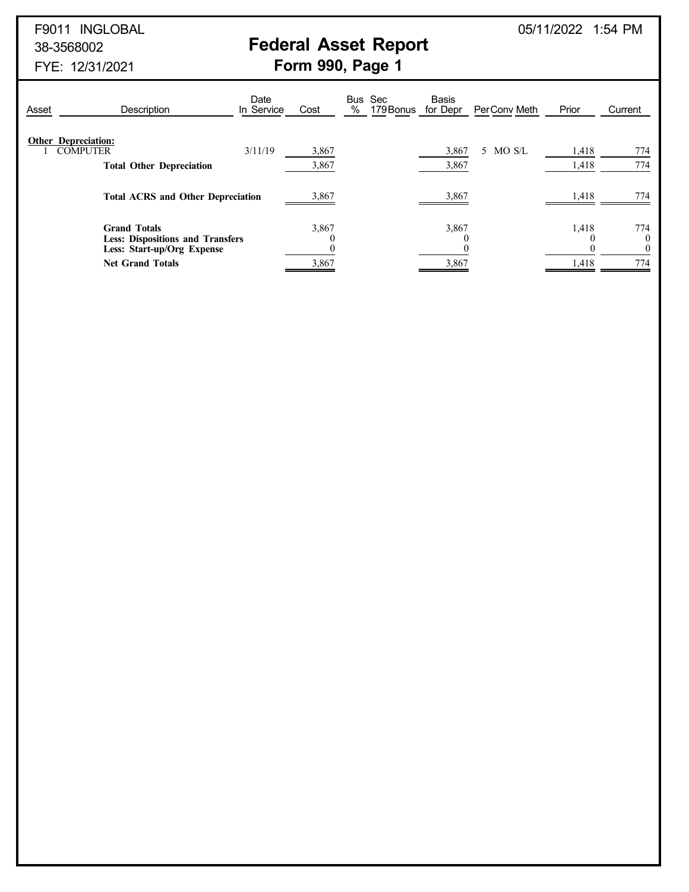F9011 INGLOBAL
38-3568002
FYE: 12/31/2021

05/11/2022 1:54 PM

# Federal Asset Report
## Form 990, Page 1

| Asset | Description | Date In Service | Cost | Bus % | Sec 179 | Bonus | Basis for Depr | Per | Conv | Meth | Prior | Current |
|---|---|---|---|---|---|---|---|---|---|---|---|---|
| **Other Depreciation:** | | | | | | | | | | | | |
| 1 | COMPUTER | 3/11/19 | 3,867 | | | | 3,867 | 5 | MO | S/L | 1,418 | 774 |
| | **Total Other Depreciation** | | 3,867 | | | | 3,867 | | | | 1,418 | 774 |
| | **Total ACRS and Other Depreciation** | | 3,867 | | | | 3,867 | | | | 1,418 | 774 |
| | **Grand Totals** | | 3,867 | | | | 3,867 | | | | 1,418 | 774 |
| | **Less: Dispositions and Transfers** | | 0 | | | | 0 | | | | 0 | 0 |
| | **Less: Start-up/Org Expense** | | 0 | | | | 0 | | | | 0 | 0 |
| | **Net Grand Totals** | | 3,867 | | | | 3,867 | | | | 1,418 | 774 |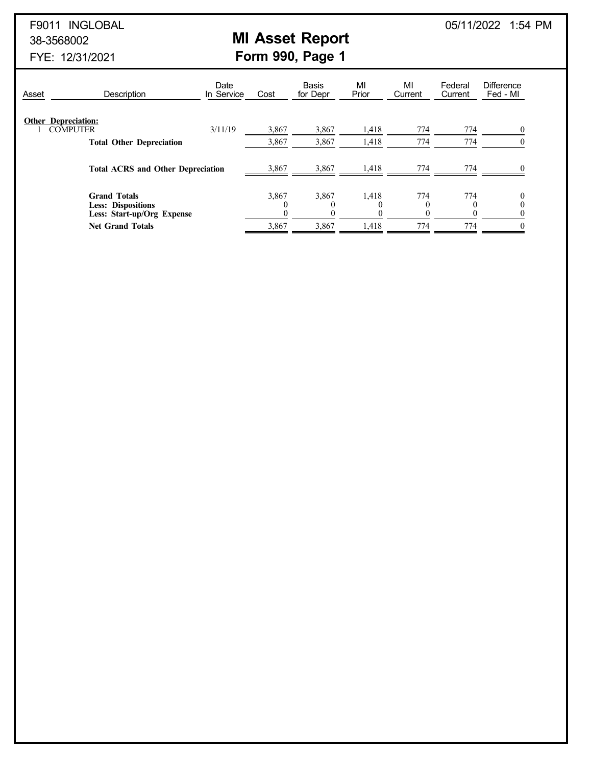F9011 INGLOBAL
38-3568002
FYE: 12/31/2021

05/11/2022 1:54 PM

# MI Asset Report
## Form 990, Page 1

| Asset | Description | Date In Service | Cost | Basis for Depr | MI Prior | MI Current | Federal Current | Difference Fed - MI |
|---|---|---|---|---|---|---|---|---|
| **Other Depreciation:** | | | | | | | | |
| 1 | COMPUTER | 3/11/19 | 3,867 | 3,867 | 1,418 | 774 | 774 | 0 |
| | **Total Other Depreciation** | | 3,867 | 3,867 | 1,418 | 774 | 774 | 0 |
| | **Total ACRS and Other Depreciation** | | 3,867 | 3,867 | 1,418 | 774 | 774 | 0 |
| | **Grand Totals** | | 3,867 | 3,867 | 1,418 | 774 | 774 | 0 |
| | **Less: Dispositions** | | 0 | 0 | 0 | 0 | 0 | 0 |
| | **Less: Start-up/Org Expense** | | 0 | 0 | 0 | 0 | 0 | 0 |
| | **Net Grand Totals** | | 3,867 | 3,867 | 1,418 | 774 | 774 | 0 |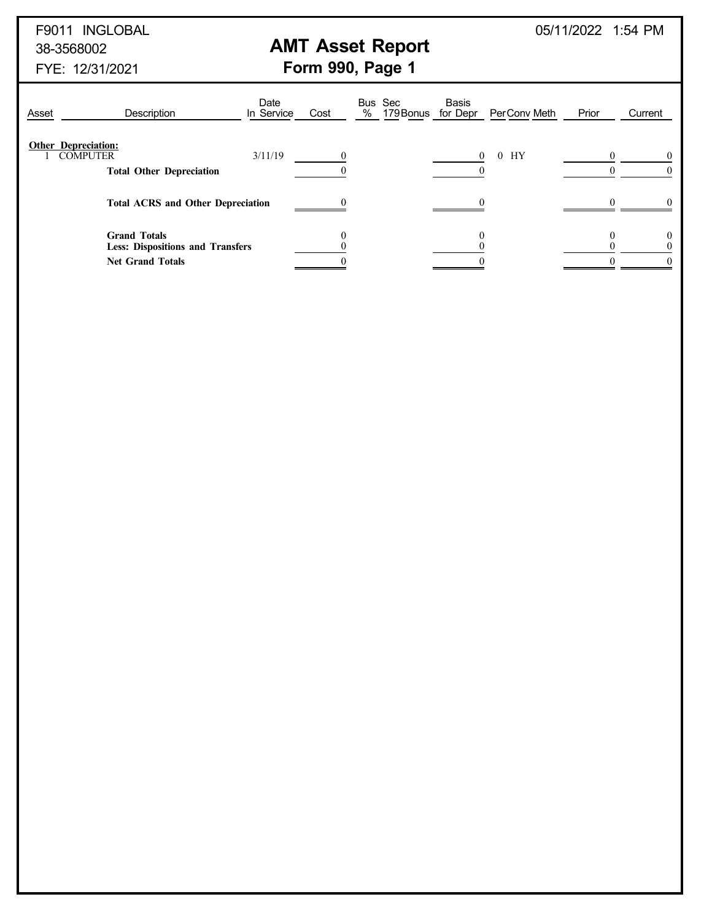F9011 INGLOBAL
38-3568002
FYE: 12/31/2021

05/11/2022 1:54 PM

# AMT Asset Report
## Form 990, Page 1

| Asset | Description | Date In Service | Cost | Bus % | Sec 179 | Bonus | Basis for Depr | Per | Conv | Meth | Prior | Current |
|---|---|---|---|---|---|---|---|---|---|---|---|---|
| **Other Depreciation:** | | | | | | | | | | | | |
| 1 | COMPUTER | 3/11/19 | 0 | | | | 0 | 0 | HY | | 0 | 0 |
| | **Total Other Depreciation** | | 0 | | | | 0 | | | | 0 | 0 |
| | **Total ACRS and Other Depreciation** | | 0 | | | | 0 | | | | 0 | 0 |
| | **Grand Totals** | | 0 | | | | 0 | | | | 0 | 0 |
| | **Less: Dispositions and Transfers** | | 0 | | | | 0 | | | | 0 | 0 |
| | **Net Grand Totals** | | 0 | | | | 0 | | | | 0 | 0 |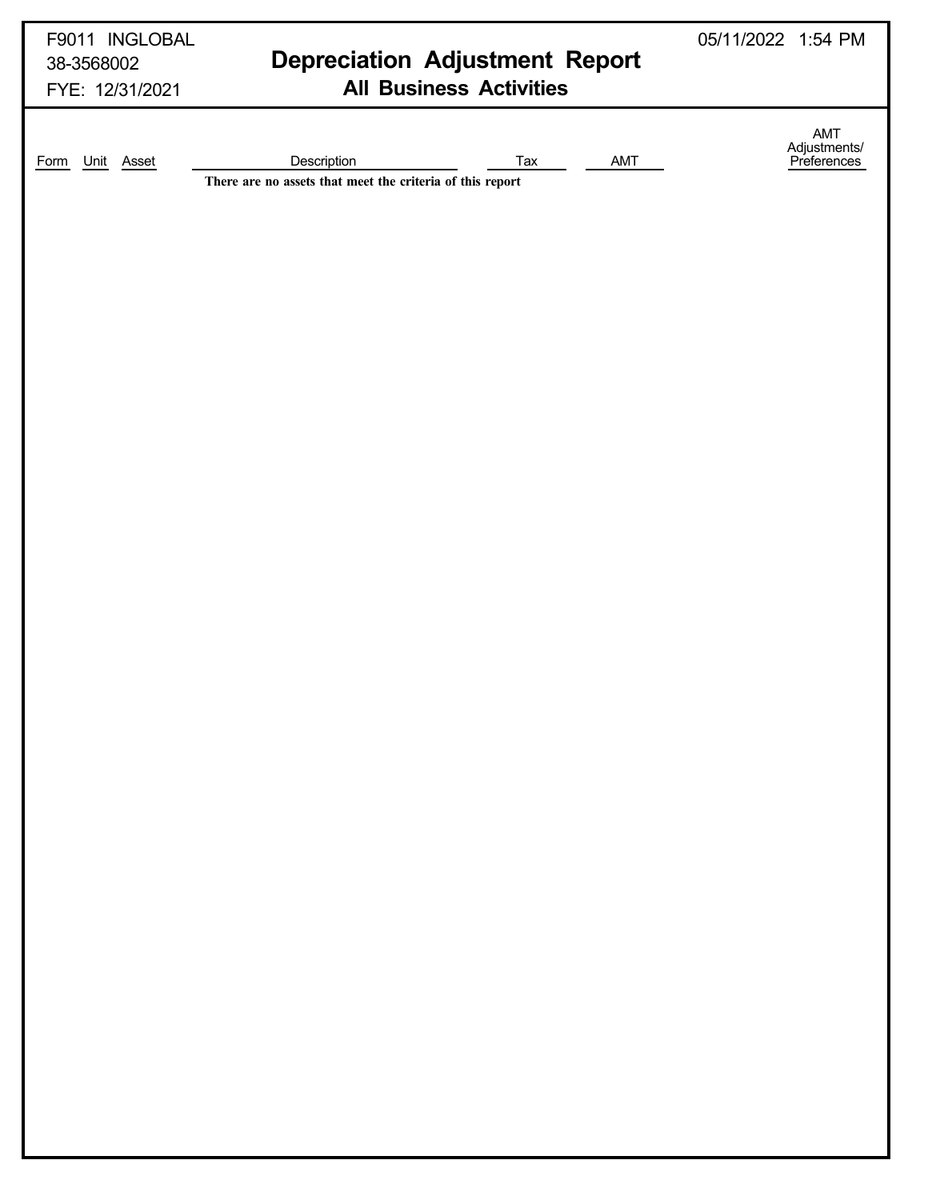F9011 INGLOBAL
38-3568002
FYE: 12/31/2021

05/11/2022 1:54 PM

# Depreciation Adjustment Report
## All Business Activities

| Form | Unit | Asset | Description | Tax | AMT | AMT Adjustments/ Preferences |
|---|---|---|---|---|---|---|

**There are no assets that meet the criteria of this report**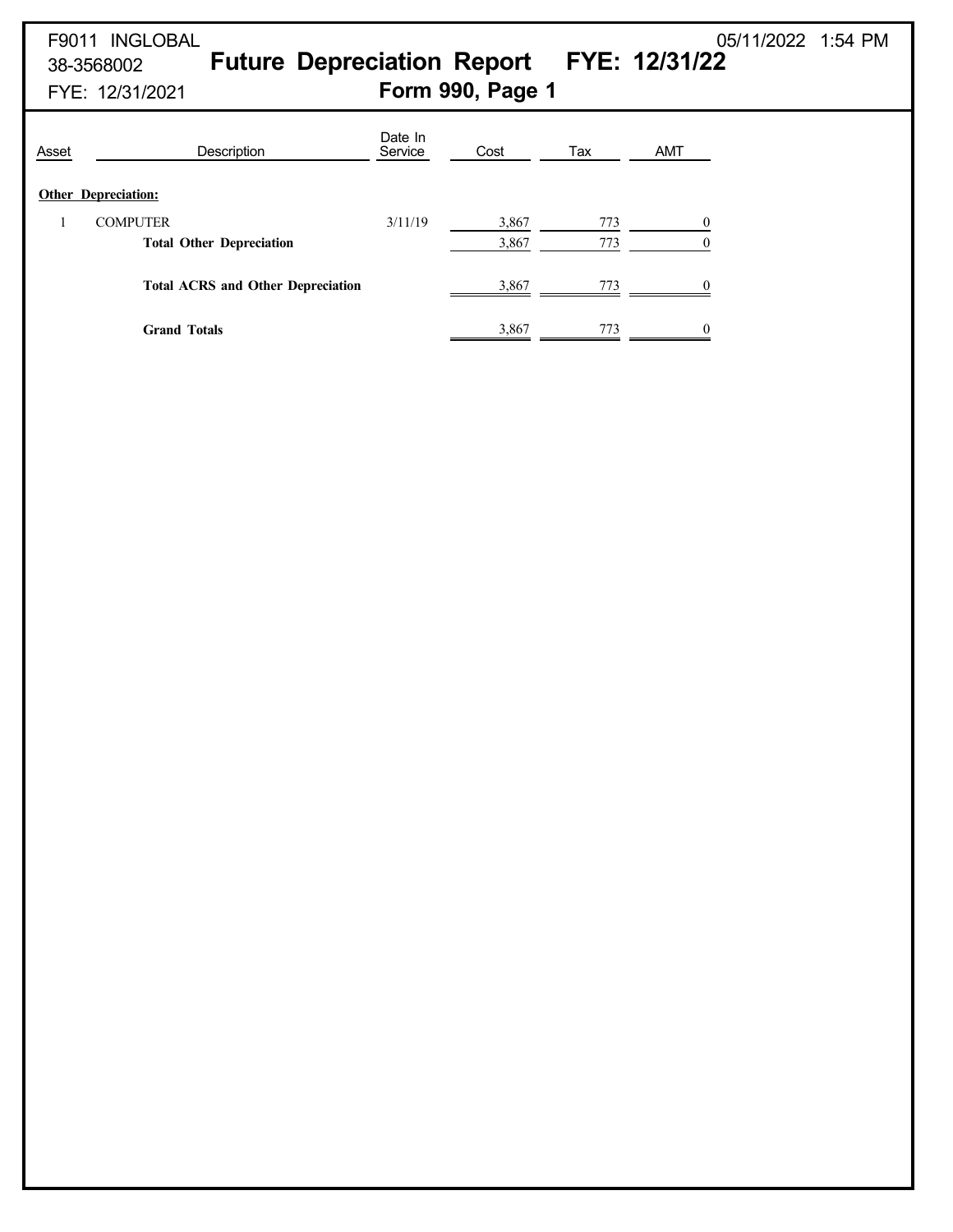F9011 INGLOBAL
38-3568002
FYE: 12/31/2021

05/11/2022 1:54 PM

# Future Depreciation Report FYE: 12/31/22

## Form 990, Page 1

| Asset | Description | Date In Service | Cost | Tax | AMT |
|---|---|---|---|---|---|
| **Other Depreciation:** | | | | | |
| 1 | COMPUTER | 3/11/19 | 3,867 | 773 | 0 |
| | **Total Other Depreciation** | | 3,867 | 773 | 0 |
| | **Total ACRS and Other Depreciation** | | 3,867 | 773 | 0 |
| | **Grand Totals** | | 3,867 | 773 | 0 |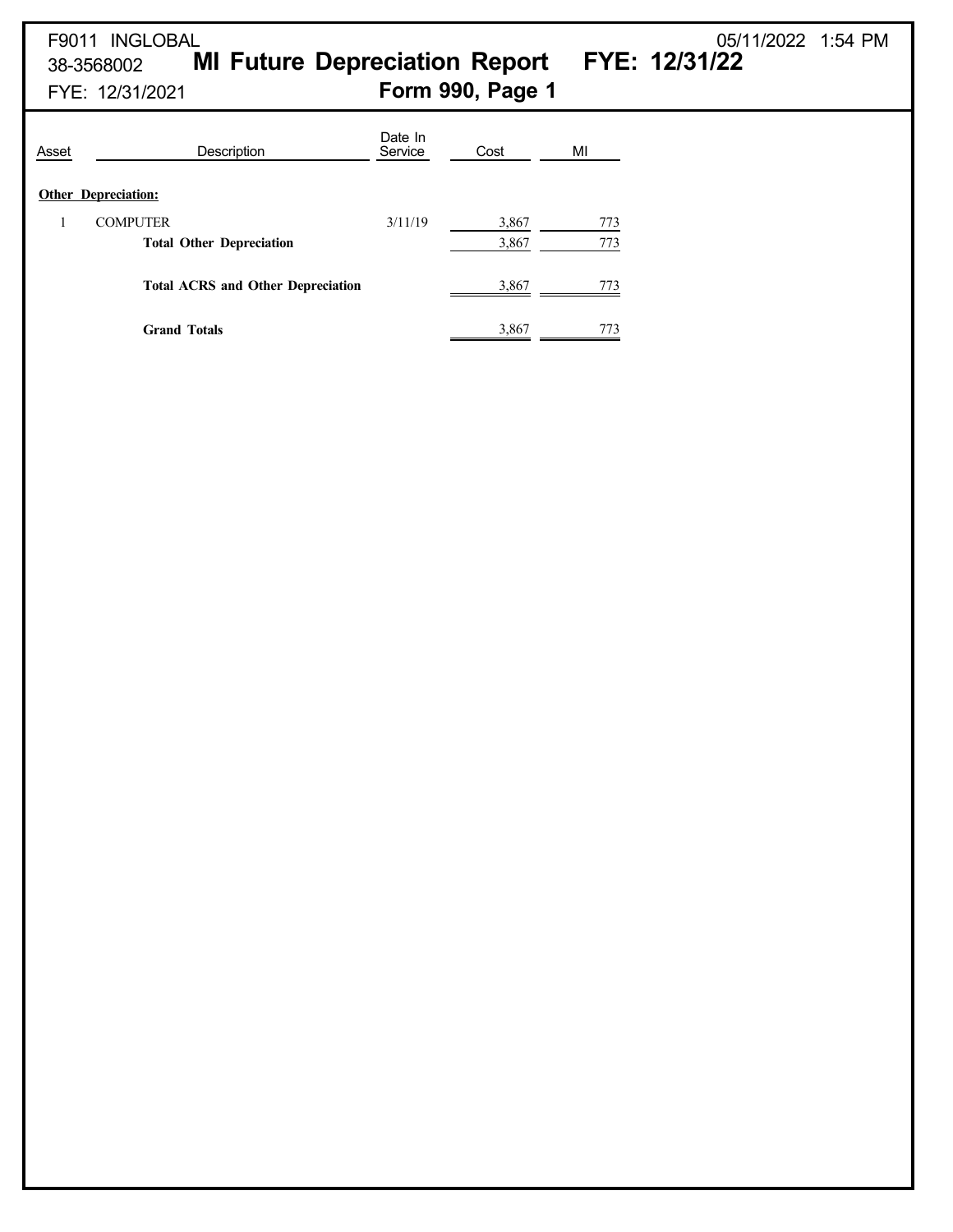F9011 INGLOBAL 05/11/2022 1:54 PM

38-3568002

# MI Future Depreciation Report FYE: 12/31/22

FYE: 12/31/2021

## Form 990, Page 1

| Asset | Description | Date In Service | Cost | MI |
|---|---|---|---|---|
| **Other Depreciation:** | | | | |
| 1 | COMPUTER | 3/11/19 | 3,867 | 773 |
| | **Total Other Depreciation** | | 3,867 | 773 |
| | **Total ACRS and Other Depreciation** | | 3,867 | 773 |
| | **Grand Totals** | | 3,867 | 773 |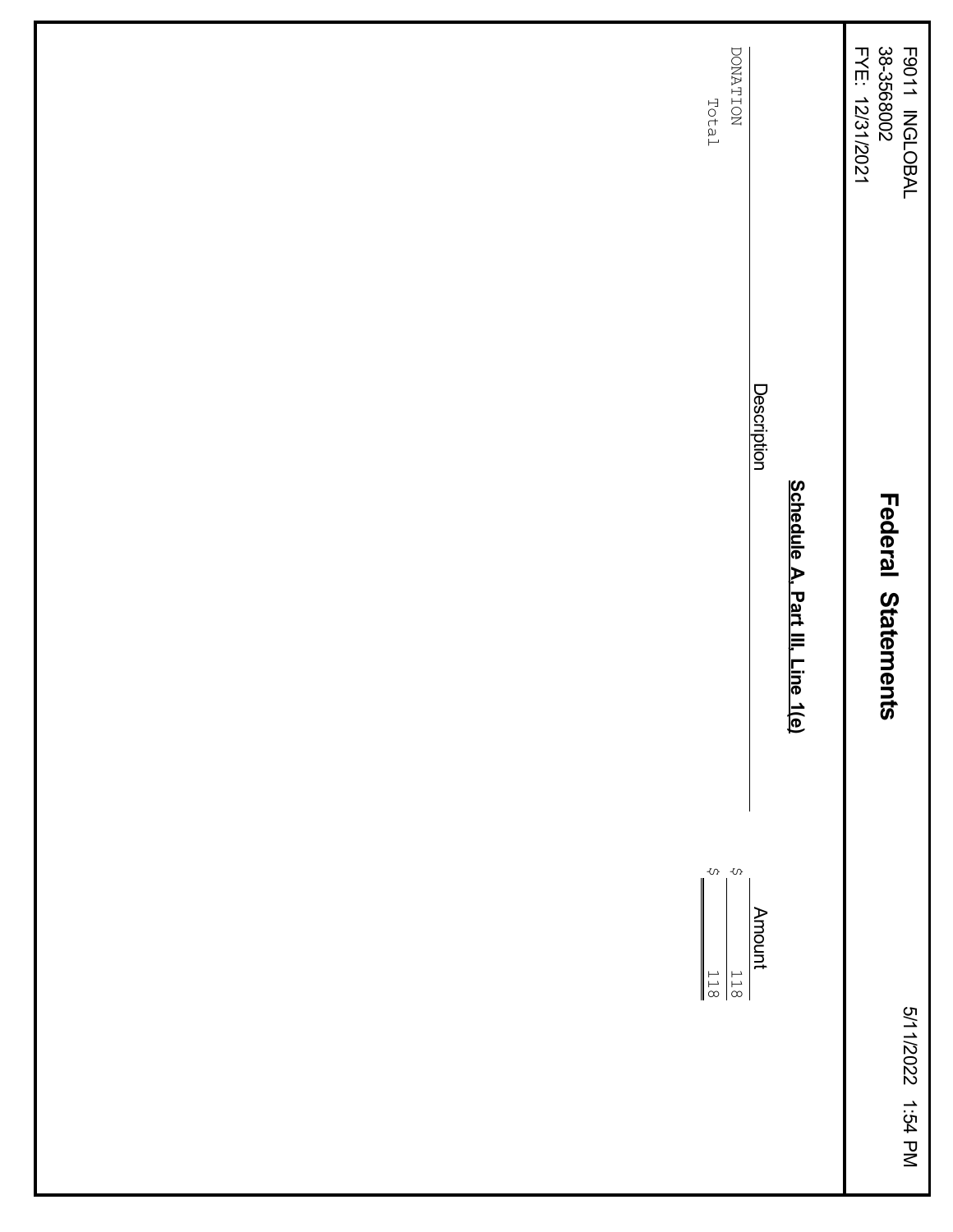F9011 INGLOBAL
38-3568002
FYE: 12/31/2021

5/11/2022 1:54 PM

# Federal Statements

## Schedule A, Part III, Line 1(e)

| Description | Amount |
| --- | --- |
| DONATION | $ 118 |
| Total | $ 118 |